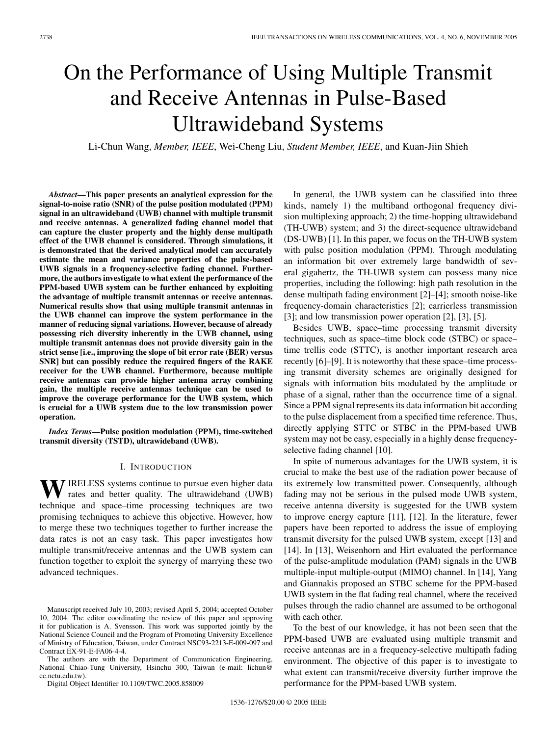# On the Performance of Using Multiple Transmit and Receive Antennas in Pulse-Based Ultrawideband Systems

Li-Chun Wang, *Member, IEEE*, Wei-Cheng Liu, *Student Member, IEEE*, and Kuan-Jiin Shieh

***Abstract*—This paper presents an analytical expression for the signal-to-noise ratio (SNR) of the pulse position modulated (PPM) signal in an ultrawideband (UWB) channel with multiple transmit and receive antennas. A generalized fading channel model that can capture the cluster property and the highly dense multipath effect of the UWB channel is considered. Through simulations, it is demonstrated that the derived analytical model can accurately estimate the mean and variance properties of the pulse-based UWB signals in a frequency-selective fading channel. Furthermore, the authors investigate to what extent the performance of the PPM-based UWB system can be further enhanced by exploiting the advantage of multiple transmit antennas or receive antennas. Numerical results show that using multiple transmit antennas in the UWB channel can improve the system performance in the manner of reducing signal variations. However, because of already possessing rich diversity inherently in the UWB channel, using multiple transmit antennas does not provide diversity gain in the strict sense [i.e., improving the slope of bit error rate (BER) versus SNR] but can possibly reduce the required fingers of the RAKE receiver for the UWB channel. Furthermore, because multiple receive antennas can provide higher antenna array combining gain, the multiple receive antennas technique can be used to improve the coverage performance for the UWB system, which is crucial for a UWB system due to the low transmission power operation.**

***Index Terms*—Pulse position modulation (PPM), time-switched transmit diversity (TSTD), ultrawideband (UWB).**

## I. Introduction

Wireless systems continue to pursue even higher data rates and better quality. The ultrawideband (UWB) technique and space–time processing techniques are two promising techniques to achieve this objective. However, how to merge these two techniques together to further increase the data rates is not an easy task. This paper investigates how multiple transmit/receive antennas and the UWB system can function together to exploit the synergy of marrying these two advanced techniques.

Manuscript received July 10, 2003; revised April 5, 2004; accepted October 10, 2004. The editor coordinating the review of this paper and approving it for publication is A. Svensson. This work was supported jointly by the National Science Council and the Program of Promoting University Excellence of Ministry of Education, Taiwan, under Contract NSC93-2213-E-009-097 and Contract EX-91-E-FA06-4-4.

The authors are with the Department of Communication Engineering, National Chiao-Tung University, Hsinchu 300, Taiwan (e-mail: lichun@cc.nctu.edu.tw).

Digital Object Identifier 10.1109/TWC.2005.858009

In general, the UWB system can be classified into three kinds, namely 1) the multiband orthogonal frequency division multiplexing approach; 2) the time-hopping ultrawideband (TH-UWB) system; and 3) the direct-sequence ultrawideband (DS-UWB) [1]. In this paper, we focus on the TH-UWB system with pulse position modulation (PPM). Through modulating an information bit over extremely large bandwidth of several gigahertz, the TH-UWB system can possess many nice properties, including the following: high path resolution in the dense multipath fading environment [2]–[4]; smooth noise-like frequency-domain characteristics [2]; carrierless transmission [3]; and low transmission power operation [2], [3], [5].

Besides UWB, space–time processing transmit diversity techniques, such as space–time block code (STBC) or space–time trellis code (STTC), is another important research area recently [6]–[9]. It is noteworthy that these space–time processing transmit diversity schemes are originally designed for signals with information bits modulated by the amplitude or phase of a signal, rather than the occurrence time of a signal. Since a PPM signal represents its data information bit according to the pulse displacement from a specified time reference. Thus, directly applying STTC or STBC in the PPM-based UWB system may not be easy, especially in a highly dense frequency-selective fading channel [10].

In spite of numerous advantages for the UWB system, it is crucial to make the best use of the radiation power because of its extremely low transmitted power. Consequently, although fading may not be serious in the pulsed mode UWB system, receive antenna diversity is suggested for the UWB system to improve energy capture [11], [12]. In the literature, fewer papers have been reported to address the issue of employing transmit diversity for the pulsed UWB system, except [13] and [14]. In [13], Weisenhorn and Hirt evaluated the performance of the pulse-amplitude modulation (PAM) signals in the UWB multiple-input multiple-output (MIMO) channel. In [14], Yang and Giannakis proposed an STBC scheme for the PPM-based UWB system in the flat fading real channel, where the received pulses through the radio channel are assumed to be orthogonal with each other.

To the best of our knowledge, it has not been seen that the PPM-based UWB are evaluated using multiple transmit and receive antennas are in a frequency-selective multipath fading environment. The objective of this paper is to investigate to what extent can transmit/receive diversity further improve the performance for the PPM-based UWB system.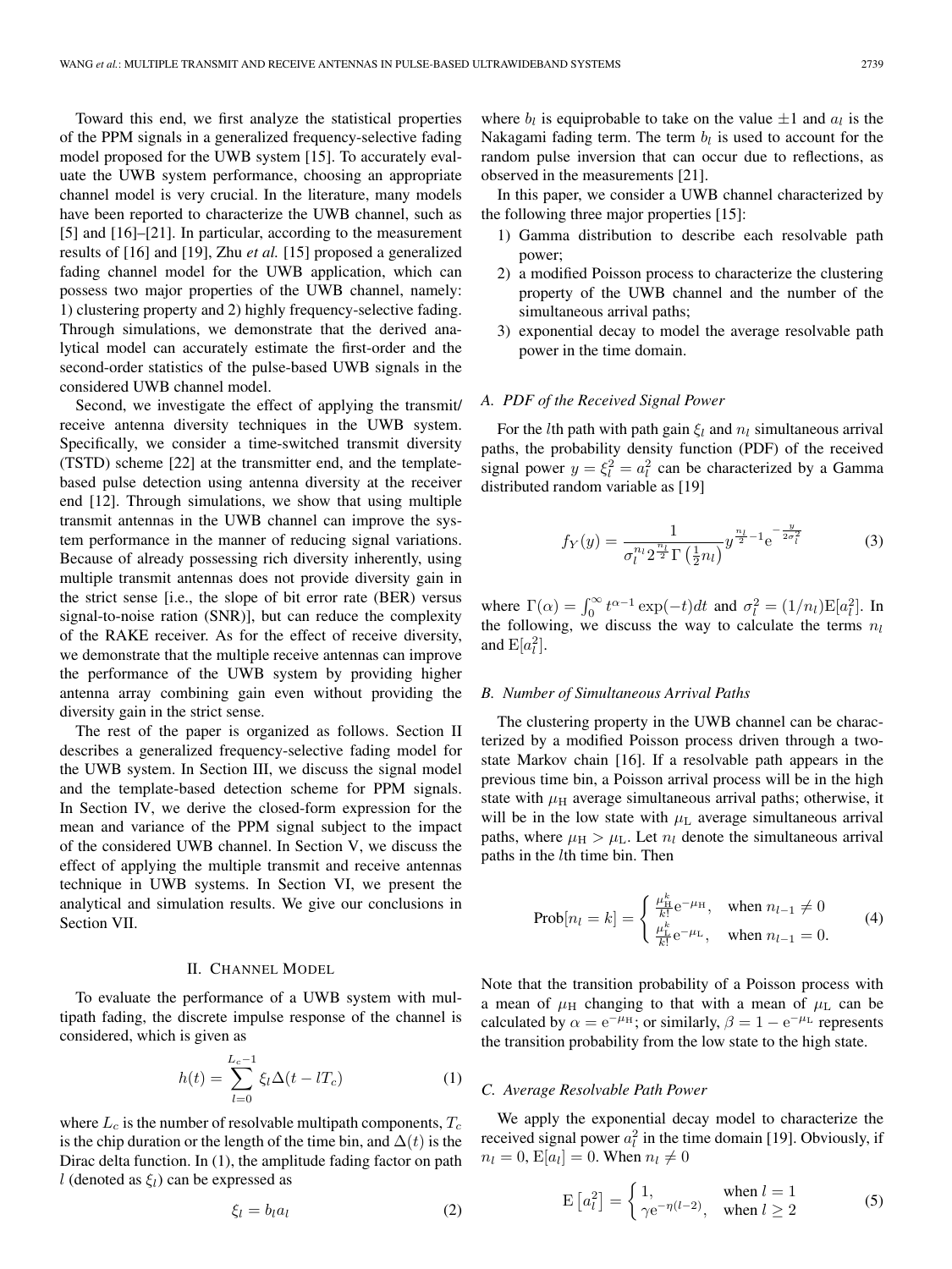Toward this end, we first analyze the statistical properties of the PPM signals in a generalized frequency-selective fading model proposed for the UWB system [15]. To accurately evaluate the UWB system performance, choosing an appropriate channel model is very crucial. In the literature, many models have been reported to characterize the UWB channel, such as [5] and [16]–[21]. In particular, according to the measurement results of [16] and [19], Zhu *et al.* [15] proposed a generalized fading channel model for the UWB application, which can possess two major properties of the UWB channel, namely: 1) clustering property and 2) highly frequency-selective fading. Through simulations, we demonstrate that the derived analytical model can accurately estimate the first-order and the second-order statistics of the pulse-based UWB signals in the considered UWB channel model.

Second, we investigate the effect of applying the transmit/receive antenna diversity techniques in the UWB system. Specifically, we consider a time-switched transmit diversity (TSTD) scheme [22] at the transmitter end, and the template-based pulse detection using antenna diversity at the receiver end [12]. Through simulations, we show that using multiple transmit antennas in the UWB channel can improve the system performance in the manner of reducing signal variations. Because of already possessing rich diversity inherently, using multiple transmit antennas does not provide diversity gain in the strict sense [i.e., the slope of bit error rate (BER) versus signal-to-noise ration (SNR)], but can reduce the complexity of the RAKE receiver. As for the effect of receive diversity, we demonstrate that the multiple receive antennas can improve the performance of the UWB system by providing higher antenna array combining gain even without providing the diversity gain in the strict sense.

The rest of the paper is organized as follows. Section II describes a generalized frequency-selective fading model for the UWB system. In Section III, we discuss the signal model and the template-based detection scheme for PPM signals. In Section IV, we derive the closed-form expression for the mean and variance of the PPM signal subject to the impact of the considered UWB channel. In Section V, we discuss the effect of applying the multiple transmit and receive antennas technique in UWB systems. In Section VI, we present the analytical and simulation results. We give our conclusions in Section VII.

## II. Channel Model

To evaluate the performance of a UWB system with multipath fading, the discrete impulse response of the channel is considered, which is given as

$$h(t) = \sum_{l=0}^{L_c-1} \xi_l \Delta(t - lT_c) \tag{1}$$

where $L_c$ is the number of resolvable multipath components, $T_c$ is the chip duration or the length of the time bin, and $\Delta(t)$ is the Dirac delta function. In (1), the amplitude fading factor on path $l$ (denoted as $\xi_l$) can be expressed as

$$\xi_l = b_l a_l \tag{2}$$

where $b_l$ is equiprobable to take on the value $\pm 1$ and $a_l$ is the Nakagami fading term. The term $b_l$ is used to account for the random pulse inversion that can occur due to reflections, as observed in the measurements [21].

In this paper, we consider a UWB channel characterized by the following three major properties [15]:

1) Gamma distribution to describe each resolvable path power;
2) a modified Poisson process to characterize the clustering property of the UWB channel and the number of the simultaneous arrival paths;
3) exponential decay to model the average resolvable path power in the time domain.

### A. PDF of the Received Signal Power

For the $l$th path with path gain $\xi_l$ and $n_l$ simultaneous arrival paths, the probability density function (PDF) of the received signal power $y = \xi_l^2 = a_l^2$ can be characterized by a Gamma distributed random variable as [19]

$$f_Y(y) = \frac{1}{\sigma_l^{n_l} 2^{\frac{n_l}{2}} \Gamma\left(\frac{1}{2}n_l\right)} y^{\frac{n_l}{2}-1} \mathrm{e}^{-\frac{y}{2\sigma_l^2}} \tag{3}$$

where $\Gamma(\alpha) = \int_0^\infty t^{\alpha-1} \exp(-t)dt$ and $\sigma_l^2 = (1/n_l)\mathrm{E}[a_l^2]$. In the following, we discuss the way to calculate the terms $n_l$ and $\mathrm{E}[a_l^2]$.

### B. Number of Simultaneous Arrival Paths

The clustering property in the UWB channel can be characterized by a modified Poisson process driven through a two-state Markov chain [16]. If a resolvable path appears in the previous time bin, a Poisson arrival process will be in the high state with $\mu_{\mathrm{H}}$ average simultaneous arrival paths; otherwise, it will be in the low state with $\mu_{\mathrm{L}}$ average simultaneous arrival paths, where $\mu_{\mathrm{H}} > \mu_{\mathrm{L}}$. Let $n_l$ denote the simultaneous arrival paths in the $l$th time bin. Then

$$\mathrm{Prob}[n_l = k] = \begin{cases} \frac{\mu_{\mathrm{H}}^k}{k!}\mathrm{e}^{-\mu_{\mathrm{H}}}, & \text{when } n_{l-1} \neq 0 \\ \frac{\mu_{\mathrm{L}}^k}{k!}\mathrm{e}^{-\mu_{\mathrm{L}}}, & \text{when } n_{l-1} = 0. \end{cases} \tag{4}$$

Note that the transition probability of a Poisson process with a mean of $\mu_{\mathrm{H}}$ changing to that with a mean of $\mu_{\mathrm{L}}$ can be calculated by $\alpha = \mathrm{e}^{-\mu_{\mathrm{H}}}$; or similarly, $\beta = 1 - \mathrm{e}^{-\mu_{\mathrm{L}}}$ represents the transition probability from the low state to the high state.

### C. Average Resolvable Path Power

We apply the exponential decay model to characterize the received signal power $a_l^2$ in the time domain [19]. Obviously, if $n_l = 0$, $\mathrm{E}[a_l] = 0$. When $n_l \neq 0$

$$\mathrm{E}\left[a_l^2\right] = \begin{cases} 1, & \text{when } l = 1 \\ \gamma \mathrm{e}^{-\eta(l-2)}, & \text{when } l \geq 2 \end{cases} \tag{5}$$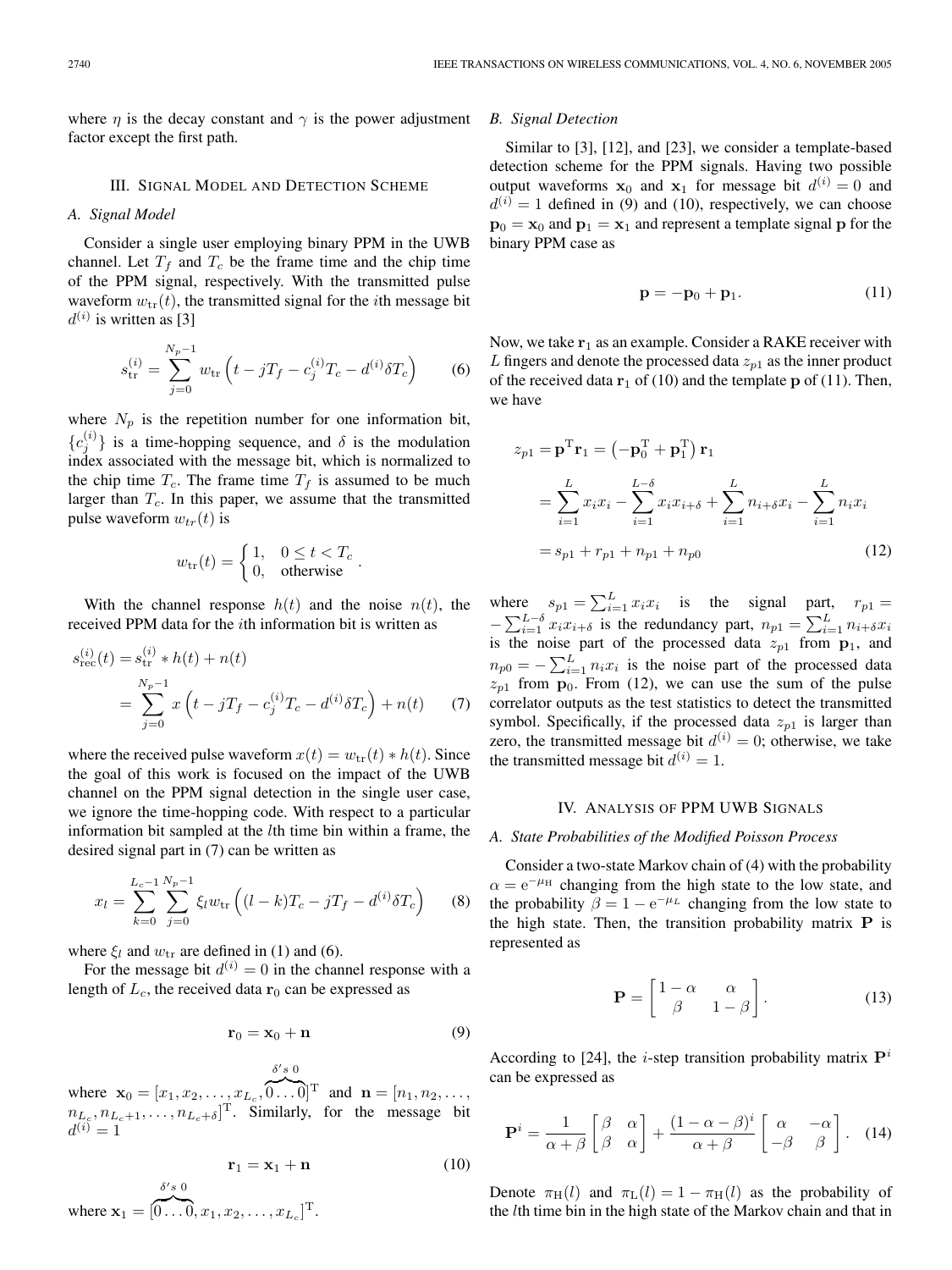where $\eta$ is the decay constant and $\gamma$ is the power adjustment factor except the first path.

## III. Signal Model and Detection Scheme

### A. Signal Model

Consider a single user employing binary PPM in the UWB channel. Let $T_f$ and $T_c$ be the frame time and the chip time of the PPM signal, respectively. With the transmitted pulse waveform $w_{\rm tr}(t)$, the transmitted signal for the $i$th message bit $d^{(i)}$ is written as [3]

$$s_{\rm tr}^{(i)} = \sum_{j=0}^{N_p-1} w_{\rm tr}\left(t - jT_f - c_j^{(i)}T_c - d^{(i)}\delta T_c\right) \tag{6}$$

where $N_p$ is the repetition number for one information bit, $\{c_j^{(i)}\}$ is a time-hopping sequence, and $\delta$ is the modulation index associated with the message bit, which is normalized to the chip time $T_c$. The frame time $T_f$ is assumed to be much larger than $T_c$. In this paper, we assume that the transmitted pulse waveform $w_{tr}(t)$ is

$$w_{\rm tr}(t) = \begin{cases} 1, & 0 \le t < T_c \\ 0, & \text{otherwise} \end{cases}.$$

With the channel response $h(t)$ and the noise $n(t)$, the received PPM data for the $i$th information bit is written as

$$\begin{aligned} s_{\rm rec}^{(i)}(t) &= s_{\rm tr}^{(i)} * h(t) + n(t) \\ &= \sum_{j=0}^{N_p-1} x\left(t - jT_f - c_j^{(i)}T_c - d^{(i)}\delta T_c\right) + n(t) \end{aligned} \tag{7}$$

where the received pulse waveform $x(t) = w_{\rm tr}(t) * h(t)$. Since the goal of this work is focused on the impact of the UWB channel on the PPM signal detection in the single user case, we ignore the time-hopping code. With respect to a particular information bit sampled at the $l$th time bin within a frame, the desired signal part in (7) can be written as

$$x_l = \sum_{k=0}^{L_c-1}\sum_{j=0}^{N_p-1} \xi_l w_{\rm tr}\left((l-k)T_c - jT_f - d^{(i)}\delta T_c\right) \tag{8}$$

where $\xi_l$ and $w_{\rm tr}$ are defined in (1) and (6).

For the message bit $d^{(i)} = 0$ in the channel response with a length of $L_c$, the received data $\mathbf{r}_0$ can be expressed as

$$\mathbf{r}_0 = \mathbf{x}_0 + \mathbf{n} \tag{9}$$

where $\mathbf{x}_0 = [x_1, x_2, \ldots, x_{L_c}, \overbrace{0 \ldots 0}^{\delta' s\ 0}]^{\rm T}$ and $\mathbf{n} = [n_1, n_2, \ldots, n_{L_c}, n_{L_c+1}, \ldots, n_{L_c+\delta}]^{\rm T}$. Similarly, for the message bit $d^{(i)} = 1$

$$\mathbf{r}_1 = \mathbf{x}_1 + \mathbf{n} \tag{10}$$

where $\mathbf{x}_1 = [\overbrace{0 \ldots 0}^{\delta' s\ 0}, x_1, x_2, \ldots, x_{L_c}]^{\rm T}$.

### B. Signal Detection

Similar to [3], [12], and [23], we consider a template-based detection scheme for the PPM signals. Having two possible output waveforms $\mathbf{x}_0$ and $\mathbf{x}_1$ for message bit $d^{(i)} = 0$ and $d^{(i)} = 1$ defined in (9) and (10), respectively, we can choose $\mathbf{p}_0 = \mathbf{x}_0$ and $\mathbf{p}_1 = \mathbf{x}_1$ and represent a template signal $\mathbf{p}$ for the binary PPM case as

$$\mathbf{p} = -\mathbf{p}_0 + \mathbf{p}_1. \tag{11}$$

Now, we take $\mathbf{r}_1$ as an example. Consider a RAKE receiver with $L$ fingers and denote the processed data $z_{p1}$ as the inner product of the received data $\mathbf{r}_1$ of (10) and the template $\mathbf{p}$ of (11). Then, we have

$$\begin{aligned} z_{p1} &= \mathbf{p}^{\rm T}\mathbf{r}_1 = \left(-\mathbf{p}_0^{\rm T} + \mathbf{p}_1^{\rm T}\right)\mathbf{r}_1 \\ &= \sum_{i=1}^{L} x_i x_i - \sum_{i=1}^{L-\delta} x_i x_{i+\delta} + \sum_{i=1}^{L} n_{i+\delta} x_i - \sum_{i=1}^{L} n_i x_i \\ &= s_{p1} + r_{p1} + n_{p1} + n_{p0} \end{aligned} \tag{12}$$

where $s_{p1} = \sum_{i=1}^{L} x_i x_i$ is the signal part, $r_{p1} = -\sum_{i=1}^{L-\delta} x_i x_{i+\delta}$ is the redundancy part, $n_{p1} = \sum_{i=1}^{L} n_{i+\delta} x_i$ is the noise part of the processed data $z_{p1}$ from $\mathbf{p}_1$, and $n_{p0} = -\sum_{i=1}^{L} n_i x_i$ is the noise part of the processed data $z_{p1}$ from $\mathbf{p}_0$. From (12), we can use the sum of the pulse correlator outputs as the test statistics to detect the transmitted symbol. Specifically, if the processed data $z_{p1}$ is larger than zero, the transmitted message bit $d^{(i)} = 0$; otherwise, we take the transmitted message bit $d^{(i)} = 1$.

## IV. Analysis of PPM UWB Signals

### A. State Probabilities of the Modified Poisson Process

Consider a two-state Markov chain of (4) with the probability $\alpha = {\rm e}^{-\mu_{\rm H}}$ changing from the high state to the low state, and the probability $\beta = 1 - {\rm e}^{-\mu_L}$ changing from the low state to the high state. Then, the transition probability matrix $\mathbf{P}$ is represented as

$$\mathbf{P} = \begin{bmatrix} 1-\alpha & \alpha \\ \beta & 1-\beta \end{bmatrix}. \tag{13}$$

According to [24], the $i$-step transition probability matrix $\mathbf{P}^i$ can be expressed as

$$\mathbf{P}^i = \frac{1}{\alpha+\beta}\begin{bmatrix} \beta & \alpha \\ \beta & \alpha \end{bmatrix} + \frac{(1-\alpha-\beta)^i}{\alpha+\beta}\begin{bmatrix} \alpha & -\alpha \\ -\beta & \beta \end{bmatrix}. \tag{14}$$

Denote $\pi_{\rm H}(l)$ and $\pi_{\rm L}(l) = 1 - \pi_{\rm H}(l)$ as the probability of the $l$th time bin in the high state of the Markov chain and that in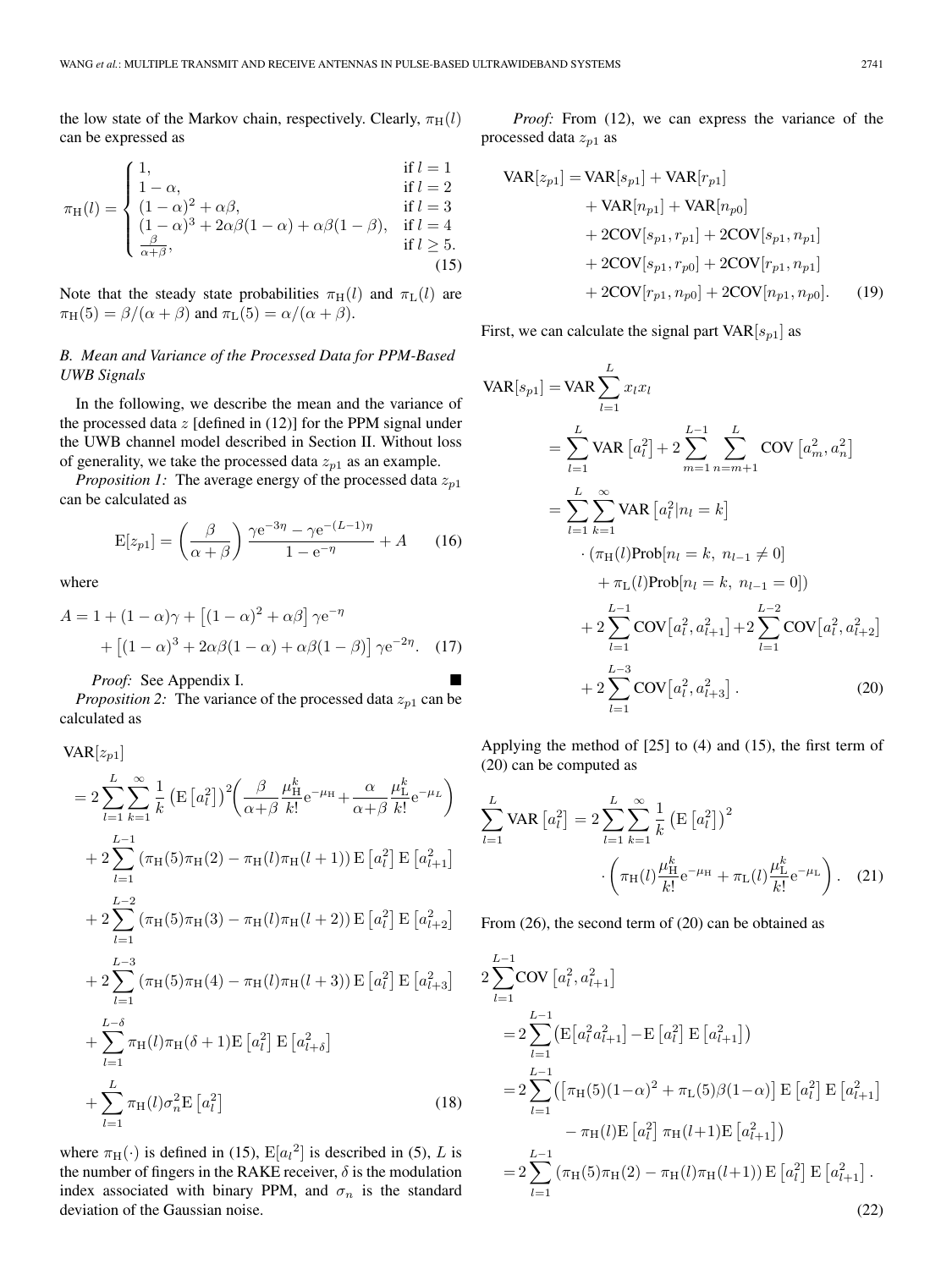the low state of the Markov chain, respectively. Clearly, $\pi_{\mathrm{H}}(l)$ can be expressed as

$$
\pi_{\mathrm{H}}(l) = \begin{cases} 1, & \text{if } l = 1 \\ 1-\alpha, & \text{if } l = 2 \\ (1-\alpha)^2 + \alpha\beta, & \text{if } l = 3 \\ (1-\alpha)^3 + 2\alpha\beta(1-\alpha) + \alpha\beta(1-\beta), & \text{if } l = 4 \\ \frac{\beta}{\alpha+\beta}, & \text{if } l \geq 5. \end{cases} \tag{15}
$$

Note that the steady state probabilities $\pi_{\mathrm{H}}(l)$ and $\pi_{\mathrm{L}}(l)$ are $\pi_{\mathrm{H}}(5) = \beta/(\alpha+\beta)$ and $\pi_{\mathrm{L}}(5) = \alpha/(\alpha+\beta)$.

### B. Mean and Variance of the Processed Data for PPM-Based UWB Signals

In the following, we describe the mean and the variance of the processed data $z$ [defined in (12)] for the PPM signal under the UWB channel model described in Section II. Without loss of generality, we take the processed data $z_{p1}$ as an example.

*Proposition 1:* The average energy of the processed data $z_{p1}$ can be calculated as

$$
\mathrm{E}[z_{p1}] = \left(\frac{\beta}{\alpha+\beta}\right) \frac{\gamma \mathrm{e}^{-3\eta} - \gamma \mathrm{e}^{-(L-1)\eta}}{1-\mathrm{e}^{-\eta}} + A \tag{16}
$$

where

$$
\begin{aligned}
A = 1 + (1-\alpha)\gamma + \left[(1-\alpha)^2 + \alpha\beta\right]\gamma \mathrm{e}^{-\eta} \\
+ \left[(1-\alpha)^3 + 2\alpha\beta(1-\alpha) + \alpha\beta(1-\beta)\right]\gamma \mathrm{e}^{-2\eta}.
\end{aligned} \tag{17}
$$

*Proof:* See Appendix I. ■

*Proposition 2:* The variance of the processed data $z_{p1}$ can be calculated as

$$
\begin{aligned}
&\mathrm{VAR}[z_{p1}] \\
&= 2\sum_{l=1}^{L}\sum_{k=1}^{\infty}\frac{1}{k}\left(\mathrm{E}\left[a_l^2\right]\right)^2\left(\frac{\beta}{\alpha+\beta}\frac{\mu_{\mathrm{H}}^k}{k!}\mathrm{e}^{-\mu_{\mathrm{H}}} + \frac{\alpha}{\alpha+\beta}\frac{\mu_{\mathrm{L}}^k}{k!}\mathrm{e}^{-\mu_L}\right) \\
&\quad + 2\sum_{l=1}^{L-1}\left(\pi_{\mathrm{H}}(5)\pi_{\mathrm{H}}(2) - \pi_{\mathrm{H}}(l)\pi_{\mathrm{H}}(l+1)\right)\mathrm{E}\left[a_l^2\right]\mathrm{E}\left[a_{l+1}^2\right] \\
&\quad + 2\sum_{l=1}^{L-2}\left(\pi_{\mathrm{H}}(5)\pi_{\mathrm{H}}(3) - \pi_{\mathrm{H}}(l)\pi_{\mathrm{H}}(l+2)\right)\mathrm{E}\left[a_l^2\right]\mathrm{E}\left[a_{l+2}^2\right] \\
&\quad + 2\sum_{l=1}^{L-3}\left(\pi_{\mathrm{H}}(5)\pi_{\mathrm{H}}(4) - \pi_{\mathrm{H}}(l)\pi_{\mathrm{H}}(l+3)\right)\mathrm{E}\left[a_l^2\right]\mathrm{E}\left[a_{l+3}^2\right] \\
&\quad + \sum_{l=1}^{L-\delta}\pi_{\mathrm{H}}(l)\pi_{\mathrm{H}}(\delta+1)\mathrm{E}\left[a_l^2\right]\mathrm{E}\left[a_{l+\delta}^2\right] \\
&\quad + \sum_{l=1}^{L}\pi_{\mathrm{H}}(l)\sigma_n^2\mathrm{E}\left[a_l^2\right]
\end{aligned} \tag{18}
$$

where $\pi_{\mathrm{H}}(\cdot)$ is defined in (15), $\mathrm{E}[{a_l}^2]$ is described in (5), $L$ is the number of fingers in the RAKE receiver, $\delta$ is the modulation index associated with binary PPM, and $\sigma_n$ is the standard deviation of the Gaussian noise.

*Proof:* From (12), we can express the variance of the processed data $z_{p1}$ as

$$
\begin{aligned}
\mathrm{VAR}[z_{p1}] &= \mathrm{VAR}[s_{p1}] + \mathrm{VAR}[r_{p1}] \\
&\quad + \mathrm{VAR}[n_{p1}] + \mathrm{VAR}[n_{p0}] \\
&\quad + 2\mathrm{COV}[s_{p1}, r_{p1}] + 2\mathrm{COV}[s_{p1}, n_{p1}] \\
&\quad + 2\mathrm{COV}[s_{p1}, r_{p0}] + 2\mathrm{COV}[r_{p1}, n_{p1}] \\
&\quad + 2\mathrm{COV}[r_{p1}, n_{p0}] + 2\mathrm{COV}[n_{p1}, n_{p0}].
\end{aligned} \tag{19}
$$

First, we can calculate the signal part $\mathrm{VAR}[s_{p1}]$ as

$$
\begin{aligned}
\mathrm{VAR}[s_{p1}] &= \mathrm{VAR}\sum_{l=1}^{L}x_l x_l \\
&= \sum_{l=1}^{L}\mathrm{VAR}\left[a_l^2\right] + 2\sum_{m=1}^{L-1}\sum_{n=m+1}^{L}\mathrm{COV}\left[a_m^2, a_n^2\right] \\
&= \sum_{l=1}^{L}\sum_{k=1}^{\infty}\mathrm{VAR}\left[a_l^2 | n_l = k\right] \\
&\quad \cdot \left(\pi_{\mathrm{H}}(l)\mathrm{Prob}[n_l = k,\ n_{l-1} \neq 0]\right. \\
&\quad \left. + \pi_{\mathrm{L}}(l)\mathrm{Prob}[n_l = k,\ n_{l-1} = 0]\right) \\
&\quad + 2\sum_{l=1}^{L-1}\mathrm{COV}\left[a_l^2, a_{l+1}^2\right] + 2\sum_{l=1}^{L-2}\mathrm{COV}\left[a_l^2, a_{l+2}^2\right] \\
&\quad + 2\sum_{l=1}^{L-3}\mathrm{COV}\left[a_l^2, a_{l+3}^2\right].
\end{aligned} \tag{20}
$$

Applying the method of [25] to (4) and (15), the first term of (20) can be computed as

$$
\begin{aligned}
\sum_{l=1}^{L}\mathrm{VAR}\left[a_l^2\right] &= 2\sum_{l=1}^{L}\sum_{k=1}^{\infty}\frac{1}{k}\left(\mathrm{E}\left[a_l^2\right]\right)^2 \\
&\quad \cdot \left(\pi_{\mathrm{H}}(l)\frac{\mu_{\mathrm{H}}^k}{k!}\mathrm{e}^{-\mu_{\mathrm{H}}} + \pi_{\mathrm{L}}(l)\frac{\mu_{\mathrm{L}}^k}{k!}\mathrm{e}^{-\mu_{\mathrm{L}}}\right).
\end{aligned} \tag{21}
$$

From (26), the second term of (20) can be obtained as

$$
\begin{aligned}
&2\sum_{l=1}^{L-1}\mathrm{COV}\left[a_l^2, a_{l+1}^2\right] \\
&= 2\sum_{l=1}^{L-1}\left(\mathrm{E}\left[a_l^2 a_{l+1}^2\right] - \mathrm{E}\left[a_l^2\right]\mathrm{E}\left[a_{l+1}^2\right]\right) \\
&= 2\sum_{l=1}^{L-1}\left(\left[\pi_{\mathrm{H}}(5)(1-\alpha)^2 + \pi_{\mathrm{L}}(5)\beta(1-\alpha)\right]\mathrm{E}\left[a_l^2\right]\mathrm{E}\left[a_{l+1}^2\right]\right. \\
&\qquad \left. - \pi_{\mathrm{H}}(l)\mathrm{E}\left[a_l^2\right]\pi_{\mathrm{H}}(l+1)\mathrm{E}\left[a_{l+1}^2\right]\right) \\
&= 2\sum_{l=1}^{L-1}\left(\pi_{\mathrm{H}}(5)\pi_{\mathrm{H}}(2) - \pi_{\mathrm{H}}(l)\pi_{\mathrm{H}}(l+1)\right)\mathrm{E}\left[a_l^2\right]\mathrm{E}\left[a_{l+1}^2\right].
\end{aligned} \tag{22}
$$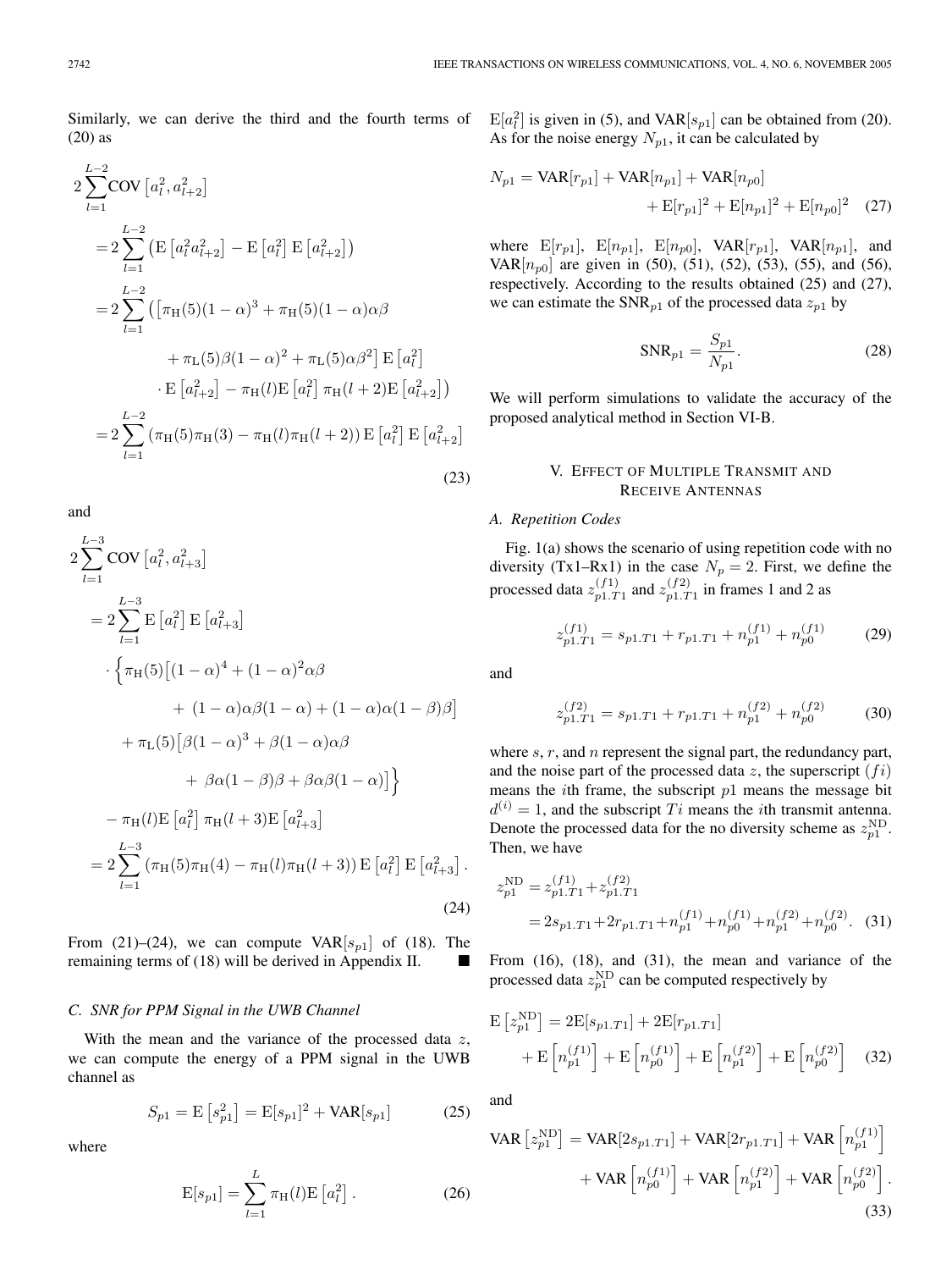Similarly, we can derive the third and the fourth terms of (20) as

$$
\begin{aligned}
2\sum_{l=1}^{L-2}\mathrm{COV}\left[a_l^2, a_{l+2}^2\right]
&= 2\sum_{l=1}^{L-2}\left(\mathrm{E}\left[a_l^2 a_{l+2}^2\right] - \mathrm{E}\left[a_l^2\right]\mathrm{E}\left[a_{l+2}^2\right]\right) \\
&= 2\sum_{l=1}^{L-2}\Big(\big[\pi_{\mathrm{H}}(5)(1-\alpha)^3 + \pi_{\mathrm{H}}(5)(1-\alpha)\alpha\beta \\
&\qquad + \pi_{\mathrm{L}}(5)\beta(1-\alpha)^2 + \pi_{\mathrm{L}}(5)\alpha\beta^2\big]\mathrm{E}\left[a_l^2\right] \\
&\qquad \cdot \mathrm{E}\left[a_{l+2}^2\right] - \pi_{\mathrm{H}}(l)\mathrm{E}\left[a_l^2\right]\pi_{\mathrm{H}}(l+2)\mathrm{E}\left[a_{l+2}^2\right]\Big) \\
&= 2\sum_{l=1}^{L-2}\left(\pi_{\mathrm{H}}(5)\pi_{\mathrm{H}}(3) - \pi_{\mathrm{H}}(l)\pi_{\mathrm{H}}(l+2)\right)\mathrm{E}\left[a_l^2\right]\mathrm{E}\left[a_{l+2}^2\right]
\end{aligned} \tag{23}
$$

and

$$
\begin{aligned}
2\sum_{l=1}^{L-3}\mathrm{COV}\left[a_l^2, a_{l+3}^2\right]
&= 2\sum_{l=1}^{L-3}\mathrm{E}\left[a_l^2\right]\mathrm{E}\left[a_{l+3}^2\right] \\
&\quad \cdot \Big\{\pi_{\mathrm{H}}(5)\big[(1-\alpha)^4 + (1-\alpha)^2\alpha\beta \\
&\qquad + (1-\alpha)\alpha\beta(1-\alpha) + (1-\alpha)\alpha(1-\beta)\beta\big] \\
&\quad + \pi_{\mathrm{L}}(5)\big[\beta(1-\alpha)^3 + \beta(1-\alpha)\alpha\beta \\
&\qquad + \beta\alpha(1-\beta)\beta + \beta\alpha\beta(1-\alpha)\big]\Big\} \\
&\quad - \pi_{\mathrm{H}}(l)\mathrm{E}\left[a_l^2\right]\pi_{\mathrm{H}}(l+3)\mathrm{E}\left[a_{l+3}^2\right] \\
&= 2\sum_{l=1}^{L-3}\left(\pi_{\mathrm{H}}(5)\pi_{\mathrm{H}}(4) - \pi_{\mathrm{H}}(l)\pi_{\mathrm{H}}(l+3)\right)\mathrm{E}\left[a_l^2\right]\mathrm{E}\left[a_{l+3}^2\right].
\end{aligned} \tag{24}
$$

From (21)–(24), we can compute $\mathrm{VAR}[s_{p1}]$ of (18). The remaining terms of (18) will be derived in Appendix II. ■

### C. SNR for PPM Signal in the UWB Channel

With the mean and the variance of the processed data $z$, we can compute the energy of a PPM signal in the UWB channel as

$$
S_{p1} = \mathrm{E}\left[s_{p1}^2\right] = \mathrm{E}[s_{p1}]^2 + \mathrm{VAR}[s_{p1}] \tag{25}
$$

where

$$
\mathrm{E}[s_{p1}] = \sum_{l=1}^{L}\pi_{\mathrm{H}}(l)\mathrm{E}\left[a_l^2\right]. \tag{26}
$$

$\mathrm{E}[a_l^2]$ is given in (5), and $\mathrm{VAR}[s_{p1}]$ can be obtained from (20). As for the noise energy $N_{p1}$, it can be calculated by

$$
N_{p1} = \mathrm{VAR}[r_{p1}] + \mathrm{VAR}[n_{p1}] + \mathrm{VAR}[n_{p0}] + \mathrm{E}[r_{p1}]^2 + \mathrm{E}[n_{p1}]^2 + \mathrm{E}[n_{p0}]^2 \tag{27}
$$

where $\mathrm{E}[r_{p1}]$, $\mathrm{E}[n_{p1}]$, $\mathrm{E}[n_{p0}]$, $\mathrm{VAR}[r_{p1}]$, $\mathrm{VAR}[n_{p1}]$, and $\mathrm{VAR}[n_{p0}]$ are given in (50), (51), (52), (53), (55), and (56), respectively. According to the results obtained (25) and (27), we can estimate the $\mathrm{SNR}_{p1}$ of the processed data $z_{p1}$ by

$$
\mathrm{SNR}_{p1} = \frac{S_{p1}}{N_{p1}}. \tag{28}
$$

We will perform simulations to validate the accuracy of the proposed analytical method in Section VI-B.

## V. Effect of Multiple Transmit and Receive Antennas

### A. Repetition Codes

Fig. 1(a) shows the scenario of using repetition code with no diversity (Tx1–Rx1) in the case $N_p = 2$. First, we define the processed data $z_{p1.T1}^{(f1)}$ and $z_{p1.T1}^{(f2)}$ in frames 1 and 2 as

$$
z_{p1.T1}^{(f1)} = s_{p1.T1} + r_{p1.T1} + n_{p1}^{(f1)} + n_{p0}^{(f1)} \tag{29}
$$

and

$$
z_{p1.T1}^{(f2)} = s_{p1.T1} + r_{p1.T1} + n_{p1}^{(f2)} + n_{p0}^{(f2)} \tag{30}
$$

where $s$, $r$, and $n$ represent the signal part, the redundancy part, and the noise part of the processed data $z$, the superscript $(fi)$ means the $i$th frame, the subscript $p1$ means the message bit $d^{(i)} = 1$, and the subscript $Ti$ means the $i$th transmit antenna. Denote the processed data for the no diversity scheme as $z_{p1}^{\mathrm{ND}}$. Then, we have

$$
\begin{aligned}
z_{p1}^{\mathrm{ND}} &= z_{p1.T1}^{(f1)} + z_{p1.T1}^{(f2)} \\
&= 2s_{p1.T1} + 2r_{p1.T1} + n_{p1}^{(f1)} + n_{p0}^{(f1)} + n_{p1}^{(f2)} + n_{p0}^{(f2)}.
\end{aligned} \tag{31}
$$

From (16), (18), and (31), the mean and variance of the processed data $z_{p1}^{\mathrm{ND}}$ can be computed respectively by

$$
\mathrm{E}\left[z_{p1}^{\mathrm{ND}}\right] = 2\mathrm{E}[s_{p1.T1}] + 2\mathrm{E}[r_{p1.T1}] + \mathrm{E}\left[n_{p1}^{(f1)}\right] + \mathrm{E}\left[n_{p0}^{(f1)}\right] + \mathrm{E}\left[n_{p1}^{(f2)}\right] + \mathrm{E}\left[n_{p0}^{(f2)}\right] \tag{32}
$$

and

$$
\mathrm{VAR}\left[z_{p1}^{\mathrm{ND}}\right] = \mathrm{VAR}[2s_{p1.T1}] + \mathrm{VAR}[2r_{p1.T1}] + \mathrm{VAR}\left[n_{p1}^{(f1)}\right] + \mathrm{VAR}\left[n_{p0}^{(f1)}\right] + \mathrm{VAR}\left[n_{p1}^{(f2)}\right] + \mathrm{VAR}\left[n_{p0}^{(f2)}\right]. \tag{33}
$$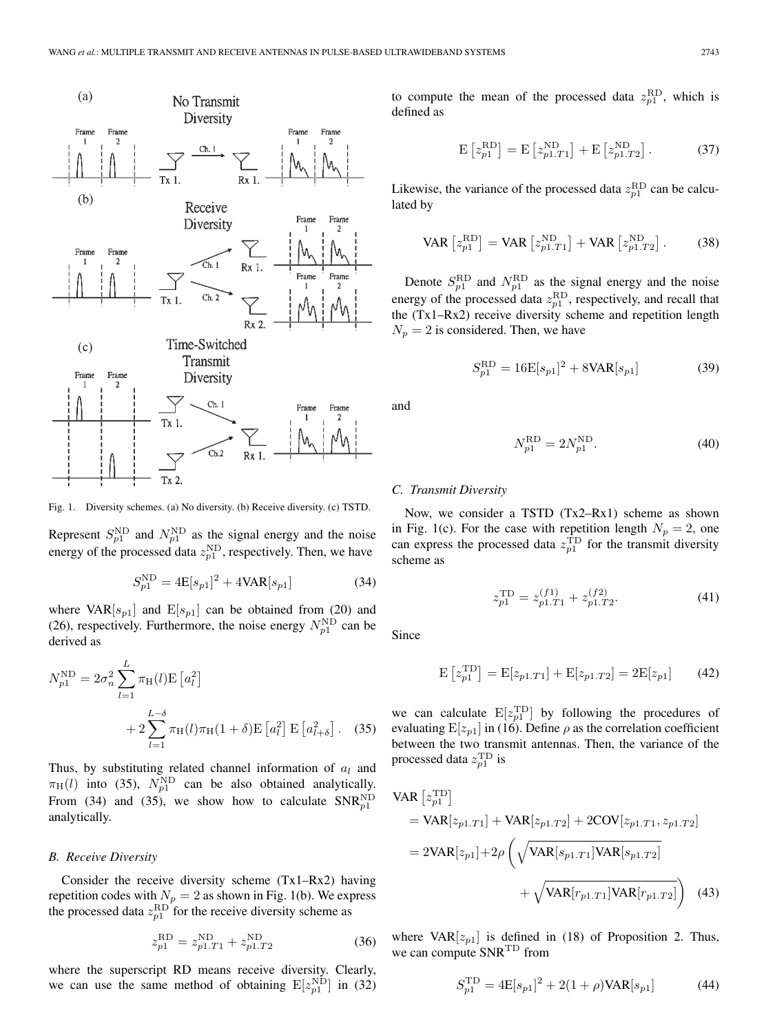(a)

No Transmit Diversity

Frame 1 Frame 2

Tx 1. Ch. 1 Rx 1.

Frame 1 Frame 2

(b)

Receive Diversity

Frame 1 Frame 2

Tx 1. Ch. 1 Ch. 2 Rx 1. Rx 2.

Frame 1 Frame 2

Frame 1 Frame 2

(c)

Time-Switched Transmit Diversity

Frame 1 Frame 2

Tx 1. Ch. 1 Ch.2 Tx 2. Rx 1.

Frame 1 Frame 2

Fig. 1. Diversity schemes. (a) No diversity. (b) Receive diversity. (c) TSTD.

Represent $S_{p1}^{\mathrm{ND}}$ and $N_{p1}^{\mathrm{ND}}$ as the signal energy and the noise energy of the processed data $z_{p1}^{\mathrm{ND}}$, respectively. Then, we have

$$S_{p1}^{\mathrm{ND}} = 4\mathrm{E}[s_{p1}]^2 + 4\mathrm{VAR}[s_{p1}] \tag{34}$$

where $\mathrm{VAR}[s_{p1}]$ and $\mathrm{E}[s_{p1}]$ can be obtained from (20) and (26), respectively. Furthermore, the noise energy $N_{p1}^{\mathrm{ND}}$ can be derived as

$$N_{p1}^{\mathrm{ND}} = 2\sigma_n^2 \sum_{l=1}^{L} \pi_{\mathrm{H}}(l)\mathrm{E}\left[a_l^2\right] + 2\sum_{l=1}^{L-\delta} \pi_{\mathrm{H}}(l)\pi_{\mathrm{H}}(1+\delta)\mathrm{E}\left[a_l^2\right]\mathrm{E}\left[a_{l+\delta}^2\right]. \tag{35}$$

Thus, by substituting related channel information of $a_l$ and $\pi_{\mathrm{H}}(l)$ into (35), $N_{p1}^{\mathrm{ND}}$ can be also obtained analytically. From (34) and (35), we show how to calculate $\mathrm{SNR}_{p1}^{\mathrm{ND}}$ analytically.

### *B. Receive Diversity*

Consider the receive diversity scheme (Tx1–Rx2) having repetition codes with $N_p = 2$ as shown in Fig. 1(b). We express the processed data $z_{p1}^{\mathrm{RD}}$ for the receive diversity scheme as

$$z_{p1}^{\mathrm{RD}} = z_{p1.T1}^{\mathrm{ND}} + z_{p1.T2}^{\mathrm{ND}} \tag{36}$$

where the superscript RD means receive diversity. Clearly, we can use the same method of obtaining $\mathrm{E}[z_{p1}^{\mathrm{ND}}]$ in (32) to compute the mean of the processed data $z_{p1}^{\mathrm{RD}}$, which is defined as

$$\mathrm{E}\left[z_{p1}^{\mathrm{RD}}\right] = \mathrm{E}\left[z_{p1.T1}^{\mathrm{ND}}\right] + \mathrm{E}\left[z_{p1.T2}^{\mathrm{ND}}\right]. \tag{37}$$

Likewise, the variance of the processed data $z_{p1}^{\mathrm{RD}}$ can be calculated by

$$\mathrm{VAR}\left[z_{p1}^{\mathrm{RD}}\right] = \mathrm{VAR}\left[z_{p1.T1}^{\mathrm{ND}}\right] + \mathrm{VAR}\left[z_{p1.T2}^{\mathrm{ND}}\right]. \tag{38}$$

Denote $S_{p1}^{\mathrm{RD}}$ and $N_{p1}^{\mathrm{RD}}$ as the signal energy and the noise energy of the processed data $z_{p1}^{\mathrm{RD}}$, respectively, and recall that the (Tx1–Rx2) receive diversity scheme and repetition length $N_p = 2$ is considered. Then, we have

$$S_{p1}^{\mathrm{RD}} = 16\mathrm{E}[s_{p1}]^2 + 8\mathrm{VAR}[s_{p1}] \tag{39}$$

and

$$N_{p1}^{\mathrm{RD}} = 2N_{p1}^{\mathrm{ND}}. \tag{40}$$

### *C. Transmit Diversity*

Now, we consider a TSTD (Tx2–Rx1) scheme as shown in Fig. 1(c). For the case with repetition length $N_p = 2$, one can express the processed data $z_{p1}^{\mathrm{TD}}$ for the transmit diversity scheme as

$$z_{p1}^{\mathrm{TD}} = z_{p1.T1}^{(f1)} + z_{p1.T2}^{(f2)}. \tag{41}$$

Since

$$\mathrm{E}\left[z_{p1}^{\mathrm{TD}}\right] = \mathrm{E}[z_{p1.T1}] + \mathrm{E}[z_{p1.T2}] = 2\mathrm{E}[z_{p1}] \tag{42}$$

we can calculate $\mathrm{E}[z_{p1}^{\mathrm{TD}}]$ by following the procedures of evaluating $\mathrm{E}[z_{p1}]$ in (16). Define $\rho$ as the correlation coefficient between the two transmit antennas. Then, the variance of the processed data $z_{p1}^{\mathrm{TD}}$ is

$$\begin{aligned}
\mathrm{VAR}\left[z_{p1}^{\mathrm{TD}}\right] &= \mathrm{VAR}[z_{p1.T1}] + \mathrm{VAR}[z_{p1.T2}] + 2\mathrm{COV}[z_{p1.T1}, z_{p1.T2}] \\
&= 2\mathrm{VAR}[z_{p1}] + 2\rho\left(\sqrt{\mathrm{VAR}[s_{p1.T1}]\mathrm{VAR}[s_{p1.T2}]} + \sqrt{\mathrm{VAR}[r_{p1.T1}]\mathrm{VAR}[r_{p1.T2}]}\right)
\end{aligned} \tag{43}$$

where $\mathrm{VAR}[z_{p1}]$ is defined in (18) of Proposition 2. Thus, we can compute $\mathrm{SNR}^{\mathrm{TD}}$ from

$$S_{p1}^{\mathrm{TD}} = 4\mathrm{E}[s_{p1}]^2 + 2(1+\rho)\mathrm{VAR}[s_{p1}] \tag{44}$$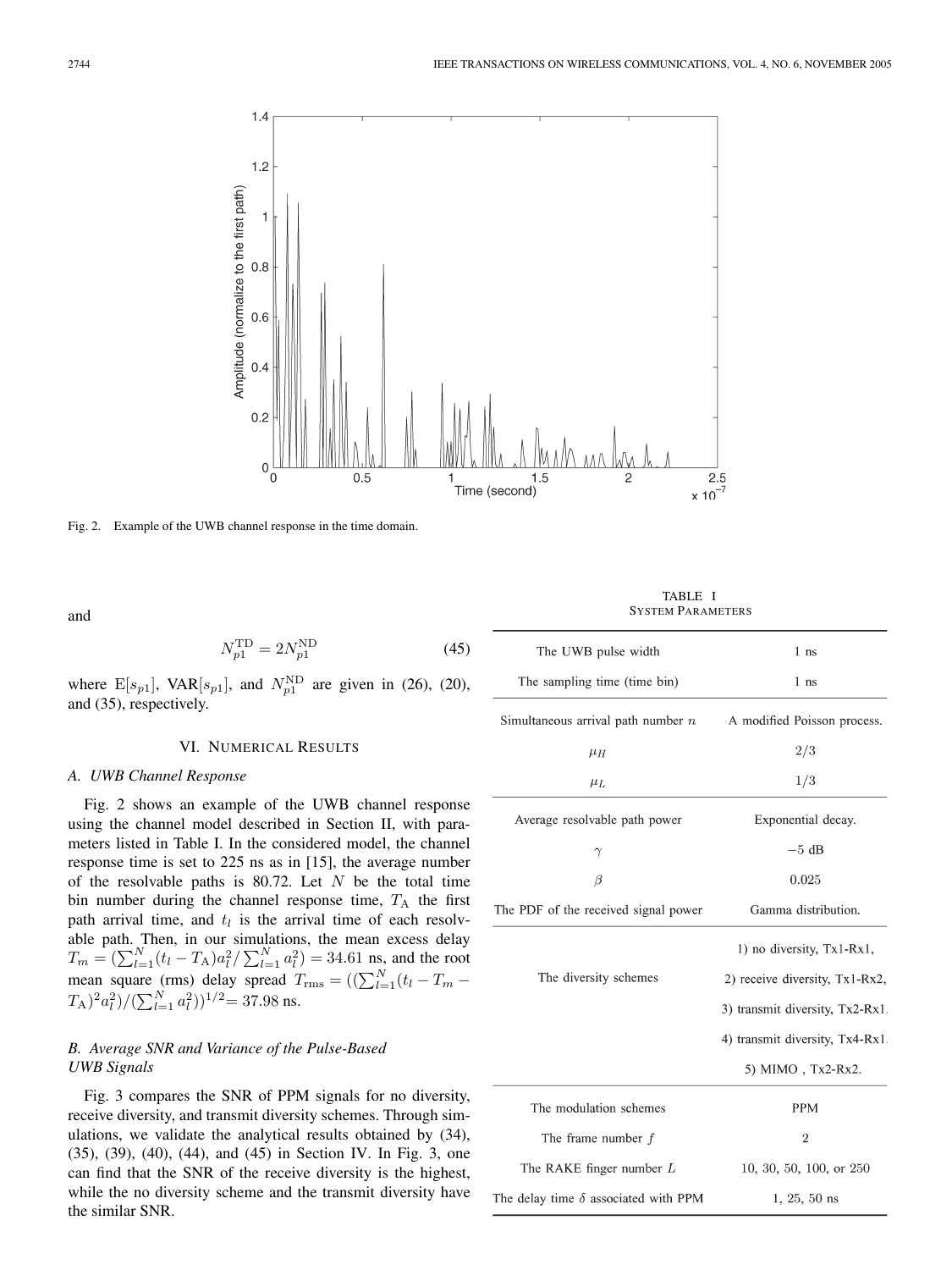1.4
1.2
1
0.8
0.6
0.4
0.2
0
Amplitude (normalize to the first path)
0
0.5
1
1.5
2
2.5
Time (second)
x 10$^{-7}$

Fig. 2. Example of the UWB channel response in the time domain.

and

$$N_{p1}^{\mathrm{TD}} = 2N_{p1}^{\mathrm{ND}} \tag{45}$$

where $\mathrm{E}[s_{p1}]$, $\mathrm{VAR}[s_{p1}]$, and $N_{p1}^{\mathrm{ND}}$ are given in (26), (20), and (35), respectively.

## VI. Numerical Results

### A. UWB Channel Response

Fig. 2 shows an example of the UWB channel response using the channel model described in Section II, with parameters listed in Table I. In the considered model, the channel response time is set to 225 ns as in [15], the average number of the resolvable paths is 80.72. Let $N$ be the total time bin number during the channel response time, $T_{\mathrm{A}}$ the first path arrival time, and $t_l$ is the arrival time of each resolvable path. Then, in our simulations, the mean excess delay $T_m = (\sum_{l=1}^{N}(t_l - T_{\mathrm{A}})a_l^2 / \sum_{l=1}^{N} a_l^2) = 34.61$ ns, and the root mean square (rms) delay spread $T_{\mathrm{rms}} = ((\sum_{l=1}^{N}(t_l - T_m - T_{\mathrm{A}})^2 a_l^2)/(\sum_{l=1}^{N} a_l^2))^{1/2} = 37.98$ ns.

### B. Average SNR and Variance of the Pulse-Based UWB Signals

Fig. 3 compares the SNR of PPM signals for no diversity, receive diversity, and transmit diversity schemes. Through simulations, we validate the analytical results obtained by (34), (35), (39), (40), (44), and (45) in Section IV. In Fig. 3, one can find that the SNR of the receive diversity is the highest, while the no diversity scheme and the transmit diversity have the similar SNR.

TABLE I
System Parameters

| | |
|---|---|
| The UWB pulse width | 1 ns |
| The sampling time (time bin) | 1 ns |
| Simultaneous arrival path number $n$ | A modified Poisson process. |
| $\mu_H$ | 2/3 |
| $\mu_L$ | 1/3 |
| Average resolvable path power | Exponential decay. |
| $\gamma$ | $-5$ dB |
| $\beta$ | 0.025 |
| The PDF of the received signal power | Gamma distribution. |
| The diversity schemes | 1) no diversity, Tx1-Rx1,<br>2) receive diversity, Tx1-Rx2,<br>3) transmit diversity, Tx2-Rx1,<br>4) transmit diversity, Tx4-Rx1,<br>5) MIMO , Tx2-Rx2. |
| The modulation schemes | PPM |
| The frame number $f$ | 2 |
| The RAKE finger number $L$ | 10, 30, 50, 100, or 250 |
| The delay time $\delta$ associated with PPM | 1, 25, 50 ns |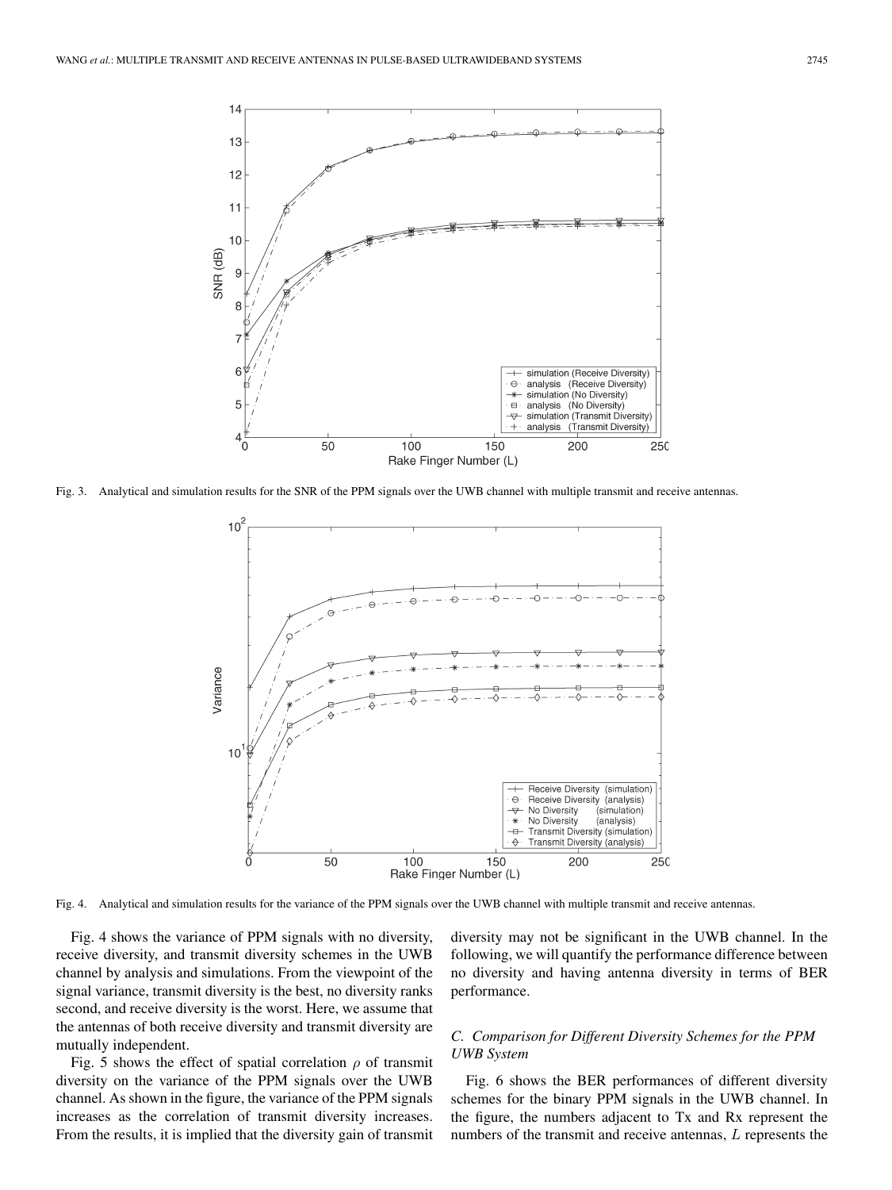14

13

12

11

10

9

8

7

6

5

4

SNR (dB)

0 50 100 150 200 250

Rake Finger Number (L)

simulation (Receive Diversity)
analysis (Receive Diversity)
simulation (No Diversity)
analysis (No Diversity)
simulation (Transmit Diversity)
analysis (Transmit Diversity)

Fig. 3. Analytical and simulation results for the SNR of the PPM signals over the UWB channel with multiple transmit and receive antennas.

$10^2$

$10^1$

Variance

0 50 100 150 200 250

Rake Finger Number (L)

Receive Diversity (simulation)
Receive Diversity (analysis)
No Diversity (simulation)
No Diversity (analysis)
Transmit Diversity (simulation)
Transmit Diversity (analysis)

Fig. 4. Analytical and simulation results for the variance of the PPM signals over the UWB channel with multiple transmit and receive antennas.

Fig. 4 shows the variance of PPM signals with no diversity, receive diversity, and transmit diversity schemes in the UWB channel by analysis and simulations. From the viewpoint of the signal variance, transmit diversity is the best, no diversity ranks second, and receive diversity is the worst. Here, we assume that the antennas of both receive diversity and transmit diversity are mutually independent.

Fig. 5 shows the effect of spatial correlation $\rho$ of transmit diversity on the variance of the PPM signals over the UWB channel. As shown in the figure, the variance of the PPM signals increases as the correlation of transmit diversity increases. From the results, it is implied that the diversity gain of transmit diversity may not be significant in the UWB channel. In the following, we will quantify the performance difference between no diversity and having antenna diversity in terms of BER performance.

### *C. Comparison for Different Diversity Schemes for the PPM UWB System*

Fig. 6 shows the BER performances of different diversity schemes for the binary PPM signals in the UWB channel. In the figure, the numbers adjacent to Tx and Rx represent the numbers of the transmit and receive antennas, $L$ represents the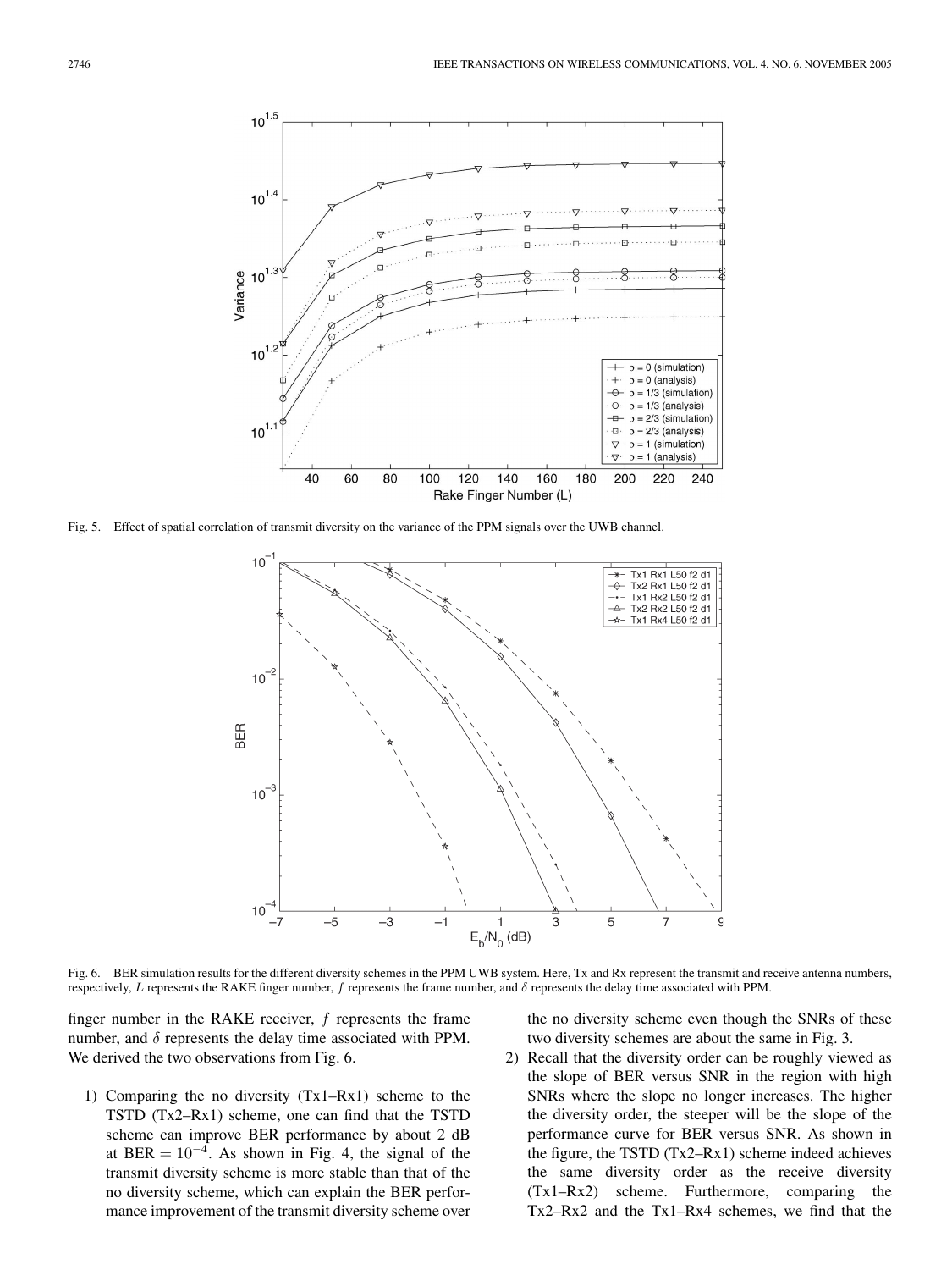Variance

$10^{1.5}$

$10^{1.4}$

$10^{1.3}$

$10^{1.2}$

$10^{1.1}$

40 60 80 100 120 140 160 180 200 220 240

Rake Finger Number (L)

ρ = 0 (simulation)
ρ = 0 (analysis)
ρ = 1/3 (simulation)
ρ = 1/3 (analysis)
ρ = 2/3 (simulation)
ρ = 2/3 (analysis)
ρ = 1 (simulation)
ρ = 1 (analysis)

Fig. 5. Effect of spatial correlation of transmit diversity on the variance of the PPM signals over the UWB channel.

BER

$10^{-1}$

$10^{-2}$

$10^{-3}$

$10^{-4}$

−7 −5 −3 −1 1 3 5 7 9

$E_b/N_0$ (dB)

Tx1 Rx1 L50 f2 d1
Tx2 Rx1 L50 f2 d1
Tx1 Rx2 L50 f2 d1
Tx2 Rx2 L50 f2 d1
Tx1 Rx4 L50 f2 d1

Fig. 6. BER simulation results for the different diversity schemes in the PPM UWB system. Here, Tx and Rx represent the transmit and receive antenna numbers, respectively, $L$ represents the RAKE finger number, $f$ represents the frame number, and $\delta$ represents the delay time associated with PPM.

finger number in the RAKE receiver, $f$ represents the frame number, and $\delta$ represents the delay time associated with PPM. We derived the two observations from Fig. 6.

1) Comparing the no diversity (Tx1–Rx1) scheme to the TSTD (Tx2–Rx1) scheme, one can find that the TSTD scheme can improve BER performance by about 2 dB at BER $= 10^{-4}$. As shown in Fig. 4, the signal of the transmit diversity scheme is more stable than that of the no diversity scheme, which can explain the BER performance improvement of the transmit diversity scheme over the no diversity scheme even though the SNRs of these two diversity schemes are about the same in Fig. 3.

2) Recall that the diversity order can be roughly viewed as the slope of BER versus SNR in the region with high SNRs where the slope no longer increases. The higher the diversity order, the steeper will be the slope of the performance curve for BER versus SNR. As shown in the figure, the TSTD (Tx2–Rx1) scheme indeed achieves the same diversity order as the receive diversity (Tx1–Rx2) scheme. Furthermore, comparing the Tx2–Rx2 and the Tx1–Rx4 schemes, we find that the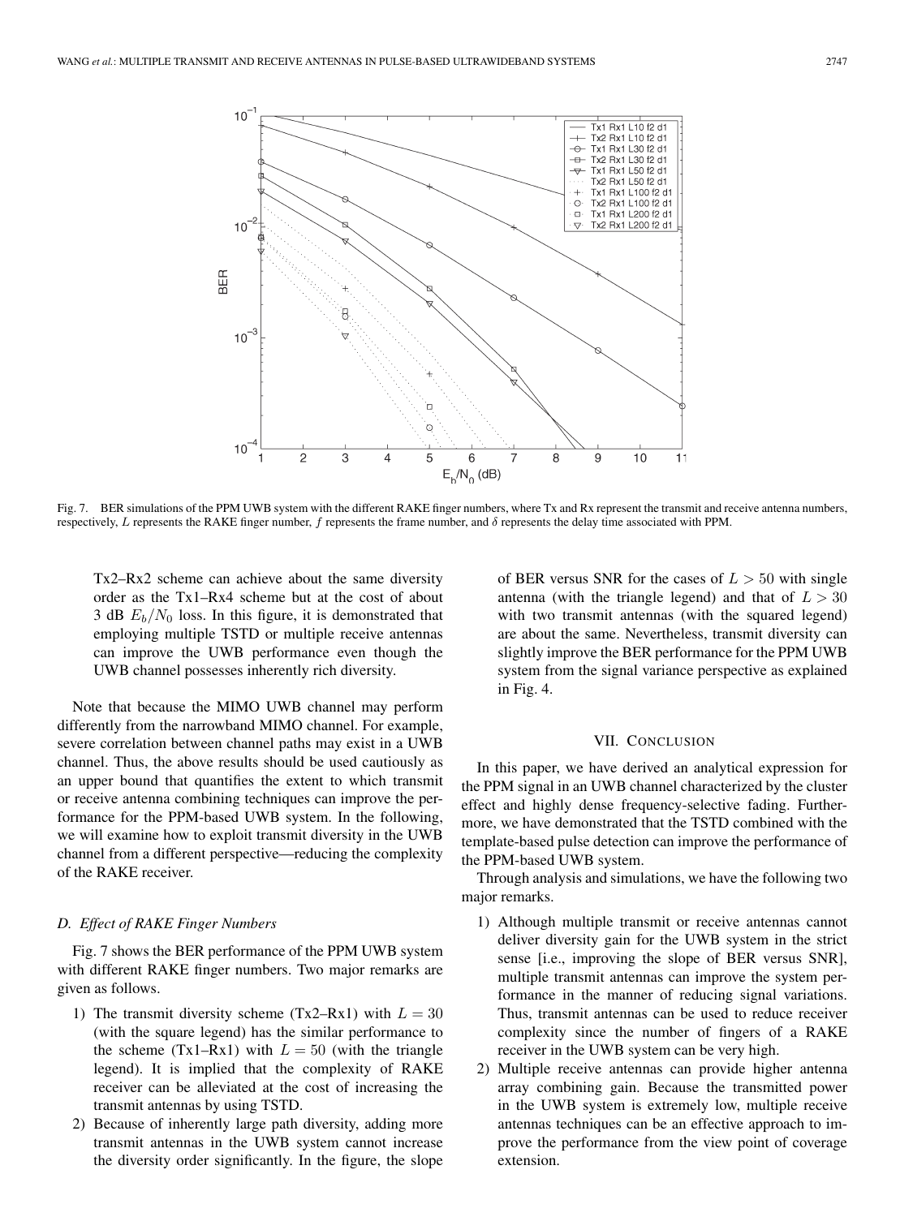10^−1

10^−2

10^−3

10^−4

BER

1 2 3 4 5 6 7 8 9 10 11

$E_b/N_0$ (dB)

Tx1 Rx1 L10 f2 d1
Tx2 Rx1 L10 f2 d1
Tx1 Rx1 L30 f2 d1
Tx2 Rx1 L30 f2 d1
Tx1 Rx1 L50 f2 d1
Tx2 Rx1 L50 f2 d1
Tx1 Rx1 L100 f2 d1
Tx2 Rx1 L100 f2 d1
Tx1 Rx1 L200 f2 d1
Tx2 Rx1 L200 f2 d1

Fig. 7. BER simulations of the PPM UWB system with the different RAKE finger numbers, where Tx and Rx represent the transmit and receive antenna numbers, respectively, $L$ represents the RAKE finger number, $f$ represents the frame number, and $\delta$ represents the delay time associated with PPM.

Tx2–Rx2 scheme can achieve about the same diversity order as the Tx1–Rx4 scheme but at the cost of about 3 dB $E_b/N_0$ loss. In this figure, it is demonstrated that employing multiple TSTD or multiple receive antennas can improve the UWB performance even though the UWB channel possesses inherently rich diversity.

Note that because the MIMO UWB channel may perform differently from the narrowband MIMO channel. For example, severe correlation between channel paths may exist in a UWB channel. Thus, the above results should be used cautiously as an upper bound that quantifies the extent to which transmit or receive antenna combining techniques can improve the performance for the PPM-based UWB system. In the following, we will examine how to exploit transmit diversity in the UWB channel from a different perspective—reducing the complexity of the RAKE receiver.

### D. Effect of RAKE Finger Numbers

Fig. 7 shows the BER performance of the PPM UWB system with different RAKE finger numbers. Two major remarks are given as follows.

1) The transmit diversity scheme (Tx2–Rx1) with $L = 30$ (with the square legend) has the similar performance to the scheme (Tx1–Rx1) with $L = 50$ (with the triangle legend). It is implied that the complexity of RAKE receiver can be alleviated at the cost of increasing the transmit antennas by using TSTD.
2) Because of inherently large path diversity, adding more transmit antennas in the UWB system cannot increase the diversity order significantly. In the figure, the slope of BER versus SNR for the cases of $L > 50$ with single antenna (with the triangle legend) and that of $L > 30$ with two transmit antennas (with the squared legend) are about the same. Nevertheless, transmit diversity can slightly improve the BER performance for the PPM UWB system from the signal variance perspective as explained in Fig. 4.

## VII. Conclusion

In this paper, we have derived an analytical expression for the PPM signal in an UWB channel characterized by the cluster effect and highly dense frequency-selective fading. Furthermore, we have demonstrated that the TSTD combined with the template-based pulse detection can improve the performance of the PPM-based UWB system.

Through analysis and simulations, we have the following two major remarks.

1) Although multiple transmit or receive antennas cannot deliver diversity gain for the UWB system in the strict sense [i.e., improving the slope of BER versus SNR], multiple transmit antennas can improve the system performance in the manner of reducing signal variations. Thus, transmit antennas can be used to reduce receiver complexity since the number of fingers of a RAKE receiver in the UWB system can be very high.
2) Multiple receive antennas can provide higher antenna array combining gain. Because the transmitted power in the UWB system is extremely low, multiple receive antennas techniques can be an effective approach to improve the performance from the view point of coverage extension.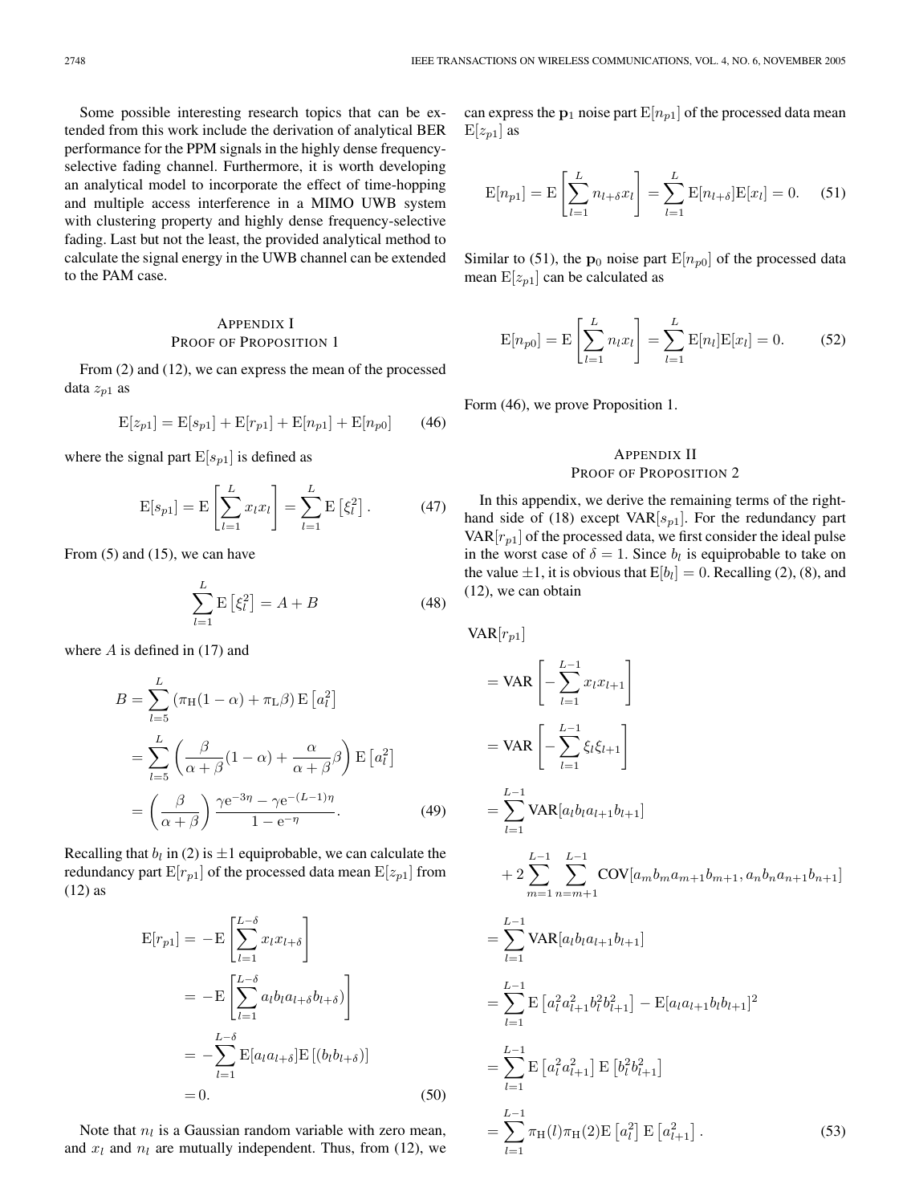Some possible interesting research topics that can be extended from this work include the derivation of analytical BER performance for the PPM signals in the highly dense frequency-selective fading channel. Furthermore, it is worth developing an analytical model to incorporate the effect of time-hopping and multiple access interference in a MIMO UWB system with clustering property and highly dense frequency-selective fading. Last but not the least, the provided analytical method to calculate the signal energy in the UWB channel can be extended to the PAM case.

## Appendix I
### Proof of Proposition 1

From (2) and (12), we can express the mean of the processed data $z_{p1}$ as

$$\mathrm{E}[z_{p1}] = \mathrm{E}[s_{p1}] + \mathrm{E}[r_{p1}] + \mathrm{E}[n_{p1}] + \mathrm{E}[n_{p0}] \tag{46}$$

where the signal part $\mathrm{E}[s_{p1}]$ is defined as

$$\mathrm{E}[s_{p1}] = \mathrm{E}\left[\sum_{l=1}^{L} x_l x_l\right] = \sum_{l=1}^{L} \mathrm{E}\left[\xi_l^2\right]. \tag{47}$$

From (5) and (15), we can have

$$\sum_{l=1}^{L} \mathrm{E}\left[\xi_l^2\right] = A + B \tag{48}$$

where $A$ is defined in (17) and

$$\begin{aligned}
B &= \sum_{l=5}^{L} \left(\pi_{\mathrm{H}}(1-\alpha) + \pi_{\mathrm{L}}\beta\right) \mathrm{E}\left[a_l^2\right] \\
&= \sum_{l=5}^{L} \left(\frac{\beta}{\alpha+\beta}(1-\alpha) + \frac{\alpha}{\alpha+\beta}\beta\right) \mathrm{E}\left[a_l^2\right] \\
&= \left(\frac{\beta}{\alpha+\beta}\right) \frac{\gamma \mathrm{e}^{-3\eta} - \gamma \mathrm{e}^{-(L-1)\eta}}{1-\mathrm{e}^{-\eta}}.
\end{aligned} \tag{49}$$

Recalling that $b_l$ in (2) is $\pm 1$ equiprobable, we can calculate the redundancy part $\mathrm{E}[r_{p1}]$ of the processed data mean $\mathrm{E}[z_{p1}]$ from (12) as

$$\begin{aligned}
\mathrm{E}[r_{p1}] &= -\mathrm{E}\left[\sum_{l=1}^{L-\delta} x_l x_{l+\delta}\right] \\
&= -\mathrm{E}\left[\sum_{l=1}^{L-\delta} a_l b_l a_{l+\delta} b_{l+\delta})\right] \\
&= -\sum_{l=1}^{L-\delta} \mathrm{E}[a_l a_{l+\delta}] \mathrm{E}\left[(b_l b_{l+\delta})\right] \\
&= 0.
\end{aligned} \tag{50}$$

Note that $n_l$ is a Gaussian random variable with zero mean, and $x_l$ and $n_l$ are mutually independent. Thus, from (12), we can express the $\mathbf{p}_1$ noise part $\mathrm{E}[n_{p1}]$ of the processed data mean $\mathrm{E}[z_{p1}]$ as

$$\mathrm{E}[n_{p1}] = \mathrm{E}\left[\sum_{l=1}^{L} n_{l+\delta} x_l\right] = \sum_{l=1}^{L} \mathrm{E}[n_{l+\delta}] \mathrm{E}[x_l] = 0. \tag{51}$$

Similar to (51), the $\mathbf{p}_0$ noise part $\mathrm{E}[n_{p0}]$ of the processed data mean $\mathrm{E}[z_{p1}]$ can be calculated as

$$\mathrm{E}[n_{p0}] = \mathrm{E}\left[\sum_{l=1}^{L} n_l x_l\right] = \sum_{l=1}^{L} \mathrm{E}[n_l] \mathrm{E}[x_l] = 0. \tag{52}$$

Form (46), we prove Proposition 1.

## Appendix II
### Proof of Proposition 2

In this appendix, we derive the remaining terms of the right-hand side of (18) except $\mathrm{VAR}[s_{p1}]$. For the redundancy part $\mathrm{VAR}[r_{p1}]$ of the processed data, we first consider the ideal pulse in the worst case of $\delta = 1$. Since $b_l$ is equiprobable to take on the value $\pm 1$, it is obvious that $\mathrm{E}[b_l] = 0$. Recalling (2), (8), and (12), we can obtain

$$\begin{aligned}
&\mathrm{VAR}[r_{p1}] \\
&= \mathrm{VAR}\left[-\sum_{l=1}^{L-1} x_l x_{l+1}\right] \\
&= \mathrm{VAR}\left[-\sum_{l=1}^{L-1} \xi_l \xi_{l+1}\right] \\
&= \sum_{l=1}^{L-1} \mathrm{VAR}[a_l b_l a_{l+1} b_{l+1}] \\
&\quad + 2\sum_{m=1}^{L-1} \sum_{n=m+1}^{L-1} \mathrm{COV}[a_m b_m a_{m+1} b_{m+1}, a_n b_n a_{n+1} b_{n+1}] \\
&= \sum_{l=1}^{L-1} \mathrm{VAR}[a_l b_l a_{l+1} b_{l+1}] \\
&= \sum_{l=1}^{L-1} \mathrm{E}\left[a_l^2 a_{l+1}^2 b_l^2 b_{l+1}^2\right] - \mathrm{E}[a_l a_{l+1} b_l b_{l+1}]^2 \\
&= \sum_{l=1}^{L-1} \mathrm{E}\left[a_l^2 a_{l+1}^2\right] \mathrm{E}\left[b_l^2 b_{l+1}^2\right] \\
&= \sum_{l=1}^{L-1} \pi_{\mathrm{H}}(l) \pi_{\mathrm{H}}(2) \mathrm{E}\left[a_l^2\right] \mathrm{E}\left[a_{l+1}^2\right].
\end{aligned} \tag{53}$$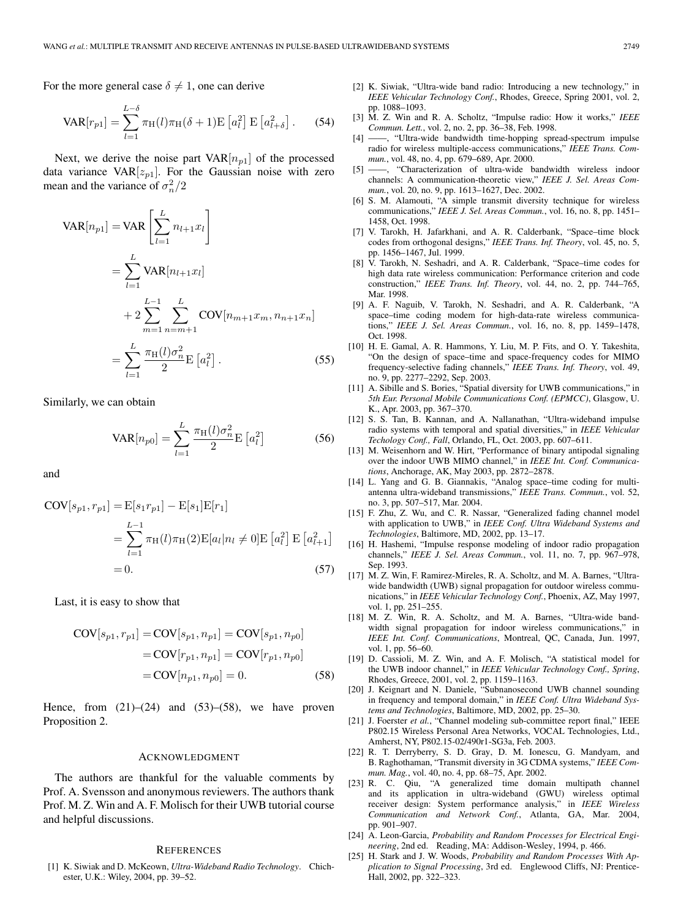For the more general case $\delta \neq 1$, one can derive

$$\mathrm{VAR}[r_{p1}] = \sum_{l=1}^{L-\delta} \pi_{\mathrm{H}}(l)\pi_{\mathrm{H}}(\delta+1)\mathrm{E}\left[a_l^2\right]\mathrm{E}\left[a_{l+\delta}^2\right]. \quad (54)$$

Next, we derive the noise part $\mathrm{VAR}[n_{p1}]$ of the processed data variance $\mathrm{VAR}[z_{p1}]$. For the Gaussian noise with zero mean and the variance of $\sigma_n^2/2$

$$\begin{aligned}\mathrm{VAR}[n_{p1}] &= \mathrm{VAR}\left[\sum_{l=1}^{L} n_{l+1}x_l\right] \\ &= \sum_{l=1}^{L} \mathrm{VAR}[n_{l+1}x_l] \\ &\quad + 2\sum_{m=1}^{L-1}\sum_{n=m+1}^{L} \mathrm{COV}[n_{m+1}x_m, n_{n+1}x_n] \\ &= \sum_{l=1}^{L} \frac{\pi_{\mathrm{H}}(l)\sigma_n^2}{2}\mathrm{E}\left[a_l^2\right]. \end{aligned} \quad (55)$$

Similarly, we can obtain

$$\mathrm{VAR}[n_{p0}] = \sum_{l=1}^{L} \frac{\pi_{\mathrm{H}}(l)\sigma_n^2}{2}\mathrm{E}\left[a_l^2\right] \quad (56)$$

and

$$\begin{aligned}\mathrm{COV}[s_{p1}, r_{p1}] &= \mathrm{E}[s_1 r_{p1}] - \mathrm{E}[s_1]\mathrm{E}[r_1] \\ &= \sum_{l=1}^{L-1} \pi_{\mathrm{H}}(l)\pi_{\mathrm{H}}(2)\mathrm{E}[a_l | n_l \neq 0]\mathrm{E}\left[a_l^2\right]\mathrm{E}\left[a_{l+1}^2\right] \\ &= 0. \end{aligned} \quad (57)$$

Last, it is easy to show that

$$\begin{aligned}\mathrm{COV}[s_{p1}, r_{p1}] &= \mathrm{COV}[s_{p1}, n_{p1}] = \mathrm{COV}[s_{p1}, n_{p0}] \\ &= \mathrm{COV}[r_{p1}, n_{p1}] = \mathrm{COV}[r_{p1}, n_{p0}] \\ &= \mathrm{COV}[n_{p1}, n_{p0}] = 0. \end{aligned} \quad (58)$$

Hence, from (21)–(24) and (53)–(58), we have proven Proposition 2.

## Acknowledgment

The authors are thankful for the valuable comments by Prof. A. Svensson and anonymous reviewers. The authors thank Prof. M. Z. Win and A. F. Molisch for their UWB tutorial course and helpful discussions.

## References

[1] K. Siwiak and D. McKeown, *Ultra-Wideband Radio Technology*. Chichester, U.K.: Wiley, 2004, pp. 39–52.

[2] K. Siwiak, "Ultra-wide band radio: Introducing a new technology," in *IEEE Vehicular Technology Conf.*, Rhodes, Greece, Spring 2001, vol. 2, pp. 1088–1093.

[3] M. Z. Win and R. A. Scholtz, "Impulse radio: How it works," *IEEE Commun. Lett.*, vol. 2, no. 2, pp. 36–38, Feb. 1998.

[4] ——, "Ultra-wide bandwidth time-hopping spread-spectrum impulse radio for wireless multiple-access communications," *IEEE Trans. Commun.*, vol. 48, no. 4, pp. 679–689, Apr. 2000.

[5] ——, "Characterization of ultra-wide bandwidth wireless indoor channels: A communication-theoretic view," *IEEE J. Sel. Areas Commun.*, vol. 20, no. 9, pp. 1613–1627, Dec. 2002.

[6] S. M. Alamouti, "A simple transmit diversity technique for wireless communications," *IEEE J. Sel. Areas Commun.*, vol. 16, no. 8, pp. 1451–1458, Oct. 1998.

[7] V. Tarokh, H. Jafarkhani, and A. R. Calderbank, "Space–time block codes from orthogonal designs," *IEEE Trans. Inf. Theory*, vol. 45, no. 5, pp. 1456–1467, Jul. 1999.

[8] V. Tarokh, N. Seshadri, and A. R. Calderbank, "Space–time codes for high data rate wireless communication: Performance criterion and code construction," *IEEE Trans. Inf. Theory*, vol. 44, no. 2, pp. 744–765, Mar. 1998.

[9] A. F. Naguib, V. Tarokh, N. Seshadri, and A. R. Calderbank, "A space–time coding modem for high-data-rate wireless communications," *IEEE J. Sel. Areas Commun.*, vol. 16, no. 8, pp. 1459–1478, Oct. 1998.

[10] H. E. Gamal, A. R. Hammons, Y. Liu, M. P. Fits, and O. Y. Takeshita, "On the design of space–time and space-frequency codes for MIMO frequency-selective fading channels," *IEEE Trans. Inf. Theory*, vol. 49, no. 9, pp. 2277–2292, Sep. 2003.

[11] A. Sibille and S. Bories, "Spatial diversity for UWB communications," in *5th Eur. Personal Mobile Communications Conf. (EPMCC)*, Glasgow, U. K., Apr. 2003, pp. 367–370.

[12] S. S. Tan, B. Kannan, and A. Nallanathan, "Ultra-wideband impulse radio systems with temporal and spatial diversities," in *IEEE Vehicular Techology Conf., Fall*, Orlando, FL, Oct. 2003, pp. 607–611.

[13] M. Weisenhorn and W. Hirt, "Performance of binary antipodal signaling over the indoor UWB MIMO channel," in *IEEE Int. Conf. Communications*, Anchorage, AK, May 2003, pp. 2872–2878.

[14] L. Yang and G. B. Giannakis, "Analog space–time coding for multi-antenna ultra-wideband transmissions," *IEEE Trans. Commun.*, vol. 52, no. 3, pp. 507–517, Mar. 2004.

[15] F. Zhu, Z. Wu, and C. R. Nassar, "Generalized fading channel model with application to UWB," in *IEEE Conf. Ultra Wideband Systems and Technologies*, Baltimore, MD, 2002, pp. 13–17.

[16] H. Hashemi, "Impulse response modeling of indoor radio propagation channels," *IEEE J. Sel. Areas Commun.*, vol. 11, no. 7, pp. 967–978, Sep. 1993.

[17] M. Z. Win, F. Ramirez-Mireles, R. A. Scholtz, and M. A. Barnes, "Ultra-wide bandwidth (UWB) signal propagation for outdoor wireless communications," in *IEEE Vehicular Technology Conf.*, Phoenix, AZ, May 1997, vol. 1, pp. 251–255.

[18] M. Z. Win, R. A. Scholtz, and M. A. Barnes, "Ultra-wide bandwidth signal propagation for indoor wireless communications," in *IEEE Int. Conf. Communications*, Montreal, QC, Canada, Jun. 1997, vol. 1, pp. 56–60.

[19] D. Cassioli, M. Z. Win, and A. F. Molisch, "A statistical model for the UWB indoor channel," in *IEEE Vehicular Technology Conf., Spring*, Rhodes, Greece, 2001, vol. 2, pp. 1159–1163.

[20] J. Keignart and N. Daniele, "Subnanosecond UWB channel sounding in frequency and temporal domain," in *IEEE Conf. Ultra Wideband Systems and Technologies*, Baltimore, MD, 2002, pp. 25–30.

[21] J. Foerster *et al.*, "Channel modeling sub-committee report final," IEEE P802.15 Wireless Personal Area Networks, VOCAL Technologies, Ltd., Amherst, NY, P802.15-02/490r1-SG3a, Feb. 2003.

[22] R. T. Derryberry, S. D. Gray, D. M. Ionescu, G. Mandyam, and B. Raghothaman, "Transmit diversity in 3G CDMA systems," *IEEE Commun. Mag.*, vol. 40, no. 4, pp. 68–75, Apr. 2002.

[23] R. C. Qiu, "A generalized time domain multipath channel and its application in ultra-wideband (GWU) wireless optimal receiver design: System performance analysis," in *IEEE Wireless Communication and Network Conf.*, Atlanta, GA, Mar. 2004, pp. 901–907.

[24] A. Leon-Garcia, *Probability and Random Processes for Electrical Engineering*, 2nd ed. Reading, MA: Addison-Wesley, 1994, p. 466.

[25] H. Stark and J. W. Woods, *Probability and Random Processes With Application to Signal Processing*, 3rd ed. Englewood Cliffs, NJ: Prentice-Hall, 2002, pp. 322–323.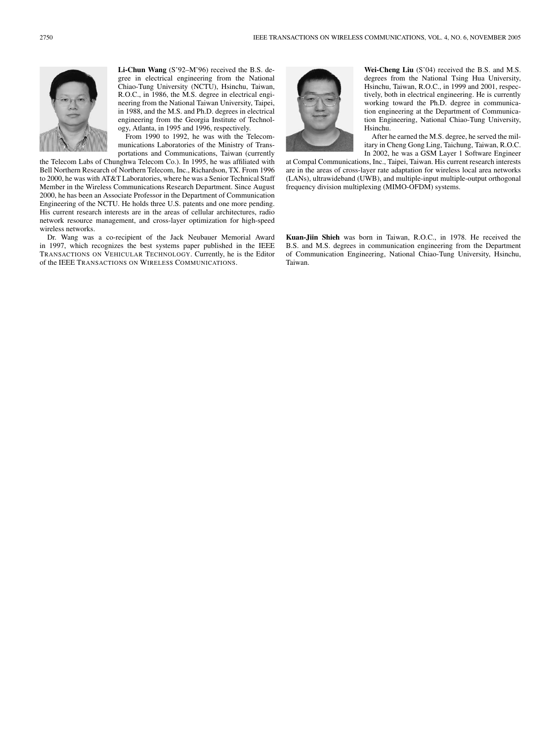**Li-Chun Wang** (S'92–M'96) received the B.S. degree in electrical engineering from the National Chiao-Tung University (NCTU), Hsinchu, Taiwan, R.O.C., in 1986, the M.S. degree in electrical engineering from the National Taiwan University, Taipei, in 1988, and the M.S. and Ph.D. degrees in electrical engineering from the Georgia Institute of Technology, Atlanta, in 1995 and 1996, respectively.

From 1990 to 1992, he was with the Telecommunications Laboratories of the Ministry of Transportations and Communications, Taiwan (currently the Telecom Labs of Chunghwa Telecom Co.). In 1995, he was affiliated with Bell Northern Research of Northern Telecom, Inc., Richardson, TX. From 1996 to 2000, he was with AT&T Laboratories, where he was a Senior Technical Staff Member in the Wireless Communications Research Department. Since August 2000, he has been an Associate Professor in the Department of Communication Engineering of the NCTU. He holds three U.S. patents and one more pending. His current research interests are in the areas of cellular architectures, radio network resource management, and cross-layer optimization for high-speed wireless networks.

Dr. Wang was a co-recipient of the Jack Neubauer Memorial Award in 1997, which recognizes the best systems paper published in the IEEE TRANSACTIONS ON VEHICULAR TECHNOLOGY. Currently, he is the Editor of the IEEE TRANSACTIONS ON WIRELESS COMMUNICATIONS.

**Wei-Cheng Liu** (S'04) received the B.S. and M.S. degrees from the National Tsing Hua University, Hsinchu, Taiwan, R.O.C., in 1999 and 2001, respectively, both in electrical engineering. He is currently working toward the Ph.D. degree in communication engineering at the Department of Communication Engineering, National Chiao-Tung University, Hsinchu.

After he earned the M.S. degree, he served the military in Cheng Gong Ling, Taichung, Taiwan, R.O.C. In 2002, he was a GSM Layer 1 Software Engineer at Compal Communications, Inc., Taipei, Taiwan. His current research interests are in the areas of cross-layer rate adaptation for wireless local area networks (LANs), ultrawideband (UWB), and multiple-input multiple-output orthogonal frequency division multiplexing (MIMO-OFDM) systems.

**Kuan-Jiin Shieh** was born in Taiwan, R.O.C., in 1978. He received the B.S. and M.S. degrees in communication engineering from the Department of Communication Engineering, National Chiao-Tung University, Hsinchu, Taiwan.